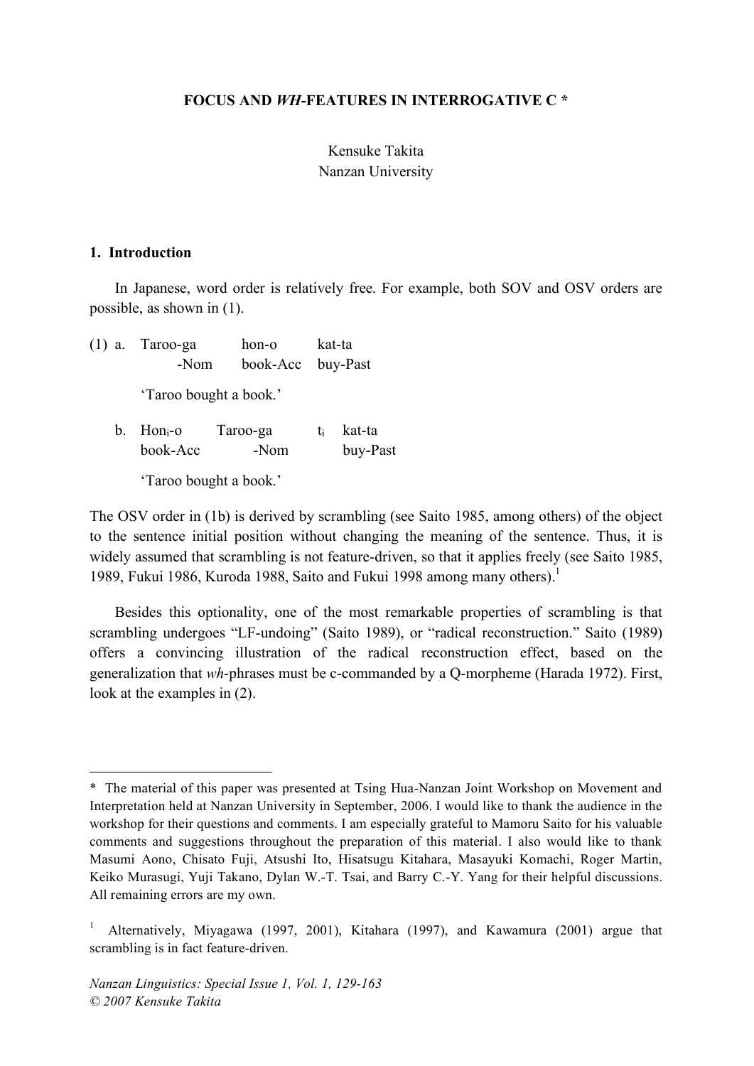# FOCUS AND *WH*-FEATURES IN INTERROGATIVE C *

Kensuke Takita
Nanzan University

## 1. Introduction

In Japanese, word order is relatively free. For example, both SOV and OSV orders are possible, as shown in (1).

(1) a. Taroo-ga hon-o kat-ta
   -Nom book-Acc buy-Past

   'Taroo bought a book.'

b. $Hon_i$-o Taroo-ga $t_i$ kat-ta
   book-Acc -Nom buy-Past

   'Taroo bought a book.'

The OSV order in (1b) is derived by scrambling (see Saito 1985, among others) of the object to the sentence initial position without changing the meaning of the sentence. Thus, it is widely assumed that scrambling is not feature-driven, so that it applies freely (see Saito 1985, 1989, Fukui 1986, Kuroda 1988, Saito and Fukui 1998 among many others).[1]

Besides this optionality, one of the most remarkable properties of scrambling is that scrambling undergoes "LF-undoing" (Saito 1989), or "radical reconstruction." Saito (1989) offers a convincing illustration of the radical reconstruction effect, based on the generalization that *wh*-phrases must be c-commanded by a Q-morpheme (Harada 1972). First, look at the examples in (2).

---

\* The material of this paper was presented at Tsing Hua-Nanzan Joint Workshop on Movement and Interpretation held at Nanzan University in September, 2006. I would like to thank the audience in the workshop for their questions and comments. I am especially grateful to Mamoru Saito for his valuable comments and suggestions throughout the preparation of this material. I also would like to thank Masumi Aono, Chisato Fuji, Atsushi Ito, Hisatsugu Kitahara, Masayuki Komachi, Roger Martin, Keiko Murasugi, Yuji Takano, Dylan W.-T. Tsai, and Barry C.-Y. Yang for their helpful discussions. All remaining errors are my own.

[1] Alternatively, Miyagawa (1997, 2001), Kitahara (1997), and Kawamura (2001) argue that scrambling is in fact feature-driven.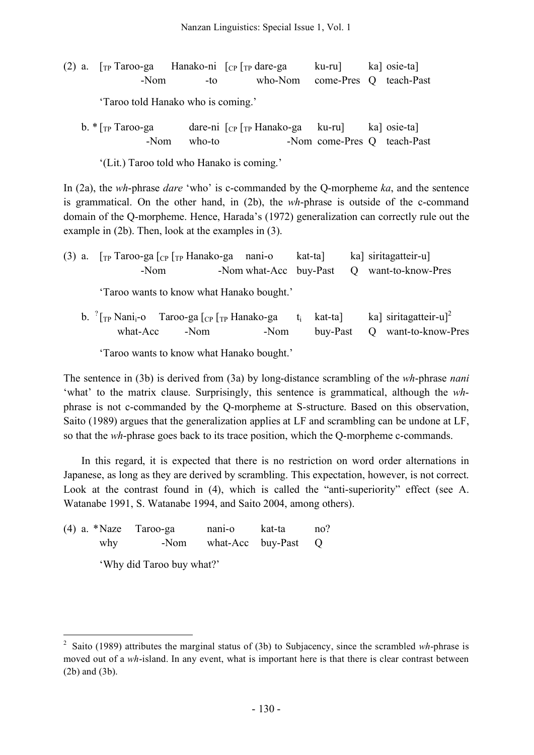(2) a. [TP Taroo-ga Hanako-ni [CP [TP dare-ga ku-ru] ka] osie-ta]
   -Nom -to who-Nom come-Pres Q teach-Past

   'Taroo told Hanako who is coming.'

b. * [TP Taroo-ga dare-ni [CP [TP Hanako-ga ku-ru] ka] osie-ta]
   -Nom who-to -Nom come-Pres Q teach-Past

   '(Lit.) Taroo told who Hanako is coming.'

In (2a), the *wh*-phrase *dare* 'who' is c-commanded by the Q-morpheme *ka*, and the sentence is grammatical. On the other hand, in (2b), the *wh*-phrase is outside of the c-command domain of the Q-morpheme. Hence, Harada's (1972) generalization can correctly rule out the example in (2b). Then, look at the examples in (3).

(3) a. [TP Taroo-ga [CP [TP Hanako-ga nani-o kat-ta] ka] siritagatteir-u]
   -Nom -Nom what-Acc buy-Past Q want-to-know-Pres

   'Taroo wants to know what Hanako bought.'

b. ? [TP Nani$_i$-o Taroo-ga [CP [TP Hanako-ga $t_i$ kat-ta] ka] siritagatteir-u][2]
   what-Acc -Nom -Nom buy-Past Q want-to-know-Pres

   'Taroo wants to know what Hanako bought.'

The sentence in (3b) is derived from (3a) by long-distance scrambling of the *wh*-phrase *nani* 'what' to the matrix clause. Surprisingly, this sentence is grammatical, although the *wh*-phrase is not c-commanded by the Q-morpheme at S-structure. Based on this observation, Saito (1989) argues that the generalization applies at LF and scrambling can be undone at LF, so that the *wh*-phrase goes back to its trace position, which the Q-morpheme c-commands.

In this regard, it is expected that there is no restriction on word order alternations in Japanese, as long as they are derived by scrambling. This expectation, however, is not correct. Look at the contrast found in (4), which is called the "anti-superiority" effect (see A. Watanabe 1991, S. Watanabe 1994, and Saito 2004, among others).

(4) a. * Naze Taroo-ga nani-o kat-ta no?
   why -Nom what-Acc buy-Past Q

   'Why did Taroo buy what?'

---

[2] Saito (1989) attributes the marginal status of (3b) to Subjacency, since the scrambled *wh*-phrase is moved out of a *wh*-island. In any event, what is important here is that there is clear contrast between (2b) and (3b).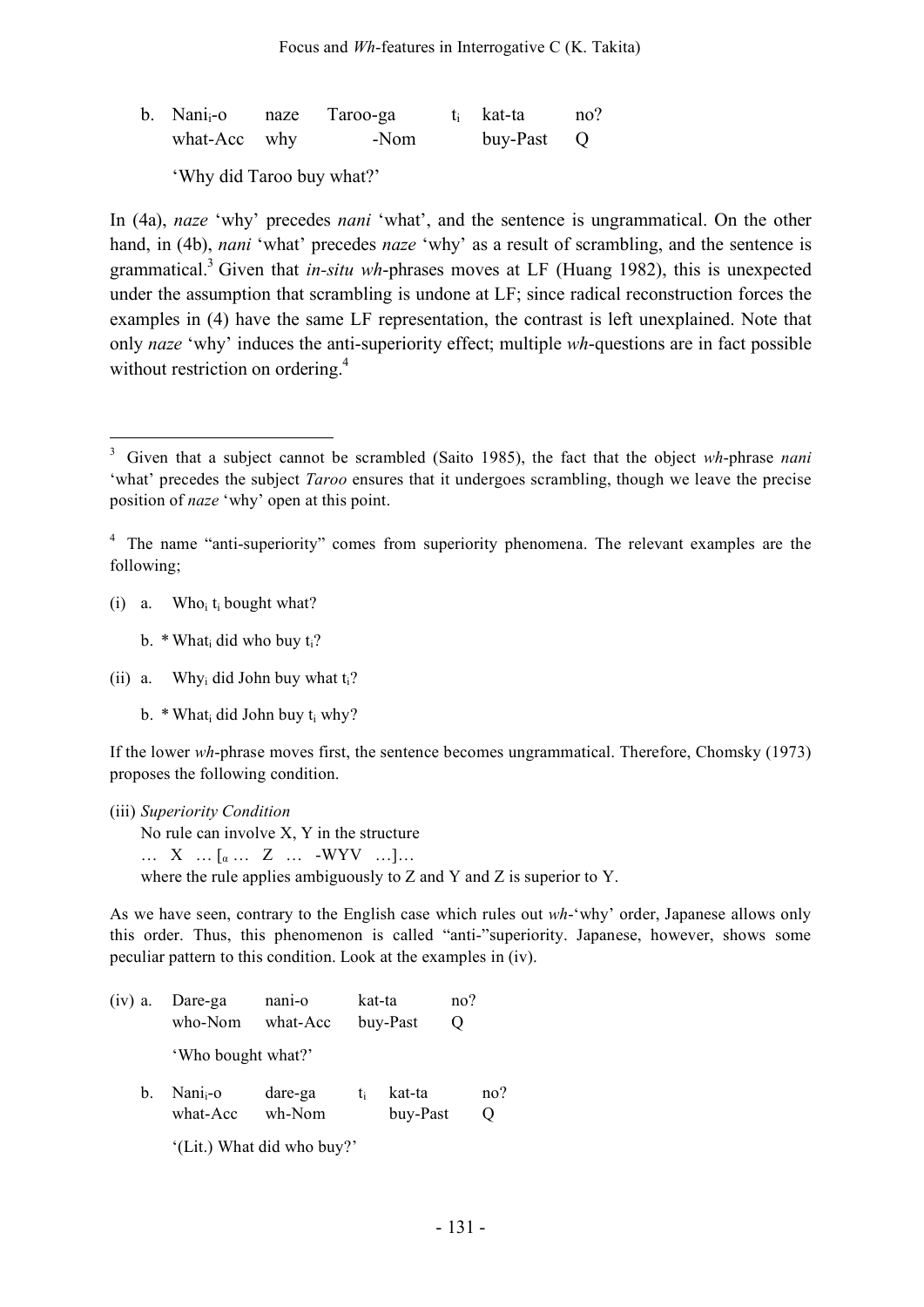b. Nani$_i$-o naze Taroo-ga $t_i$ kat-ta no?
   what-Acc why -Nom buy-Past Q

   'Why did Taroo buy what?'

In (4a), *naze* 'why' precedes *nani* 'what', and the sentence is ungrammatical. On the other hand, in (4b), *nani* 'what' precedes *naze* 'why' as a result of scrambling, and the sentence is grammatical.[3] Given that *in-situ wh*-phrases moves at LF (Huang 1982), this is unexpected under the assumption that scrambling is undone at LF; since radical reconstruction forces the examples in (4) have the same LF representation, the contrast is left unexplained. Note that only *naze* 'why' induces the anti-superiority effect; multiple *wh*-questions are in fact possible without restriction on ordering.[4]

---

[3] Given that a subject cannot be scrambled (Saito 1985), the fact that the object *wh*-phrase *nani* 'what' precedes the subject *Taroo* ensures that it undergoes scrambling, though we leave the precise position of *naze* 'why' open at this point.

[4] The name "anti-superiority" comes from superiority phenomena. The relevant examples are the following;

(i) a. Who$_i$ $t_i$ bought what?

   b. * What$_i$ did who buy $t_i$?

(ii) a. Why$_i$ did John buy what $t_i$?

   b. * What$_i$ did John buy $t_i$ why?

If the lower *wh*-phrase moves first, the sentence becomes ungrammatical. Therefore, Chomsky (1973) proposes the following condition.

(iii) *Superiority Condition*
   No rule can involve X, Y in the structure
   … X … [$_\alpha$ … Z … -WYV …]…
   where the rule applies ambiguously to Z and Y and Z is superior to Y.

As we have seen, contrary to the English case which rules out *wh*-'why' order, Japanese allows only this order. Thus, this phenomenon is called "anti-"superiority. Japanese, however, shows some peculiar pattern to this condition. Look at the examples in (iv).

(iv) a. Dare-ga nani-o kat-ta no?
   who-Nom what-Acc buy-Past Q

   'Who bought what?'

   b. Nani$_i$-o dare-ga $t_i$ kat-ta no?
   what-Acc wh-Nom buy-Past Q

   '(Lit.) What did who buy?'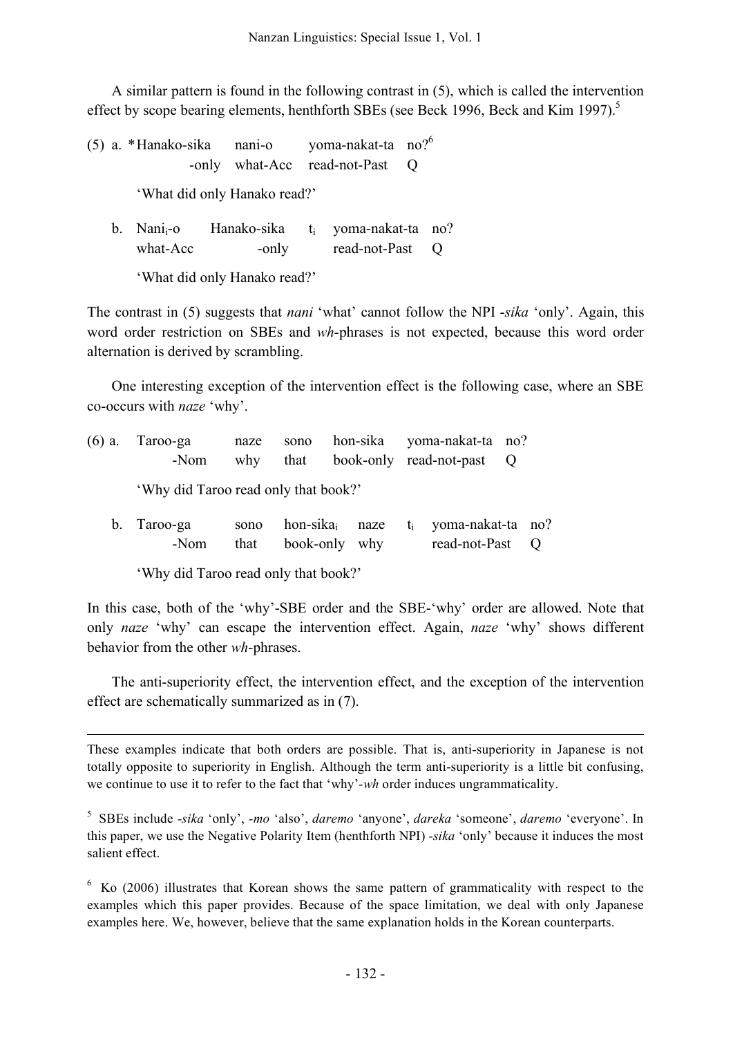A similar pattern is found in the following contrast in (5), which is called the intervention effect by scope bearing elements, henthforth SBEs (see Beck 1996, Beck and Kim 1997).[5]

(5) a. *Hanako-sika nani-o yoma-nakat-ta no?[6]
        -only what-Acc read-not-Past Q

   'What did only Hanako read?'

   b. Nani$_i$-o Hanako-sika $t_i$ yoma-nakat-ta no?
      what-Acc -only read-not-Past Q

   'What did only Hanako read?'

The contrast in (5) suggests that *nani* 'what' cannot follow the NPI *-sika* 'only'. Again, this word order restriction on SBEs and *wh*-phrases is not expected, because this word order alternation is derived by scrambling.

One interesting exception of the intervention effect is the following case, where an SBE co-occurs with *naze* 'why'.

(6) a. Taroo-ga naze sono hon-sika yoma-nakat-ta no?
      -Nom why that book-only read-not-past Q

   'Why did Taroo read only that book?'

   b. Taroo-ga sono hon-sika$_i$ naze $t_i$ yoma-nakat-ta no?
      -Nom that book-only why read-not-Past Q

   'Why did Taroo read only that book?'

In this case, both of the 'why'-SBE order and the SBE-'why' order are allowed. Note that only *naze* 'why' can escape the intervention effect. Again, *naze* 'why' shows different behavior from the other *wh*-phrases.

The anti-superiority effect, the intervention effect, and the exception of the intervention effect are schematically summarized as in (7).

---

These examples indicate that both orders are possible. That is, anti-superiority in Japanese is not totally opposite to superiority in English. Although the term anti-superiority is a little bit confusing, we continue to use it to refer to the fact that 'why'-*wh* order induces ungrammaticality.

[5] SBEs include *-sika* 'only', *-mo* 'also', *daremo* 'anyone', *dareka* 'someone', *daremo* 'everyone'. In this paper, we use the Negative Polarity Item (henthforth NPI) *-sika* 'only' because it induces the most salient effect.

[6] Ko (2006) illustrates that Korean shows the same pattern of grammaticality with respect to the examples which this paper provides. Because of the space limitation, we deal with only Japanese examples here. We, however, believe that the same explanation holds in the Korean counterparts.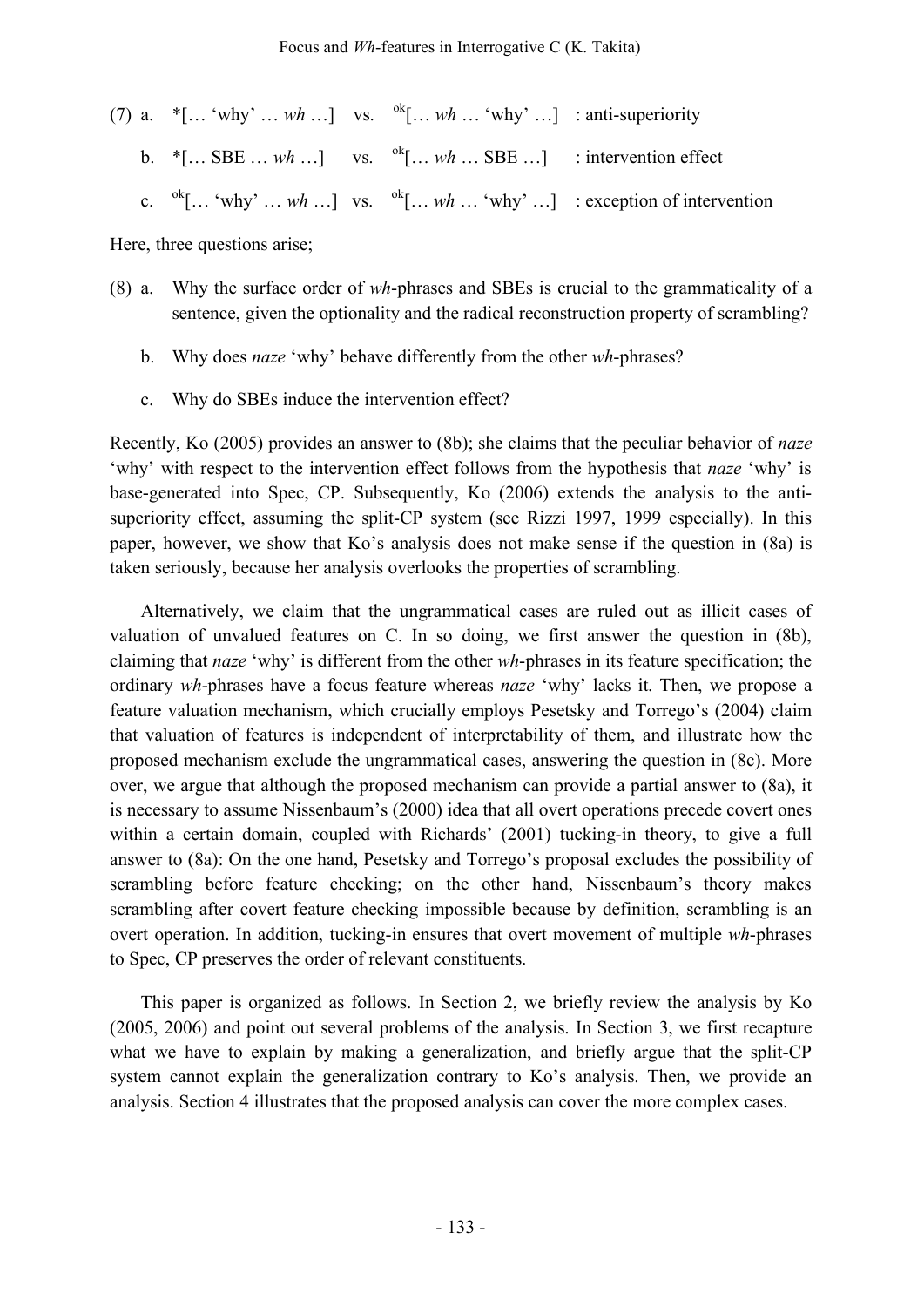(7) a. *[… 'why' … *wh* …] vs. [ok][… *wh* … 'why' …] : anti-superiority

b. *[… SBE … *wh* …] vs. [ok][… *wh* … SBE …] : intervention effect

c. [ok][… 'why' … *wh* …] vs. [ok][… *wh* … 'why' …] : exception of intervention

Here, three questions arise;

(8) a. Why the surface order of *wh*-phrases and SBEs is crucial to the grammaticality of a sentence, given the optionality and the radical reconstruction property of scrambling?

b. Why does *naze* 'why' behave differently from the other *wh*-phrases?

c. Why do SBEs induce the intervention effect?

Recently, Ko (2005) provides an answer to (8b); she claims that the peculiar behavior of *naze* 'why' with respect to the intervention effect follows from the hypothesis that *naze* 'why' is base-generated into Spec, CP. Subsequently, Ko (2006) extends the analysis to the anti-superiority effect, assuming the split-CP system (see Rizzi 1997, 1999 especially). In this paper, however, we show that Ko's analysis does not make sense if the question in (8a) is taken seriously, because her analysis overlooks the properties of scrambling.

Alternatively, we claim that the ungrammatical cases are ruled out as illicit cases of valuation of unvalued features on C. In so doing, we first answer the question in (8b), claiming that *naze* 'why' is different from the other *wh*-phrases in its feature specification; the ordinary *wh*-phrases have a focus feature whereas *naze* 'why' lacks it. Then, we propose a feature valuation mechanism, which crucially employs Pesetsky and Torrego's (2004) claim that valuation of features is independent of interpretability of them, and illustrate how the proposed mechanism exclude the ungrammatical cases, answering the question in (8c). More over, we argue that although the proposed mechanism can provide a partial answer to (8a), it is necessary to assume Nissenbaum's (2000) idea that all overt operations precede covert ones within a certain domain, coupled with Richards' (2001) tucking-in theory, to give a full answer to (8a): On the one hand, Pesetsky and Torrego's proposal excludes the possibility of scrambling before feature checking; on the other hand, Nissenbaum's theory makes scrambling after covert feature checking impossible because by definition, scrambling is an overt operation. In addition, tucking-in ensures that overt movement of multiple *wh*-phrases to Spec, CP preserves the order of relevant constituents.

This paper is organized as follows. In Section 2, we briefly review the analysis by Ko (2005, 2006) and point out several problems of the analysis. In Section 3, we first recapture what we have to explain by making a generalization, and briefly argue that the split-CP system cannot explain the generalization contrary to Ko's analysis. Then, we provide an analysis. Section 4 illustrates that the proposed analysis can cover the more complex cases.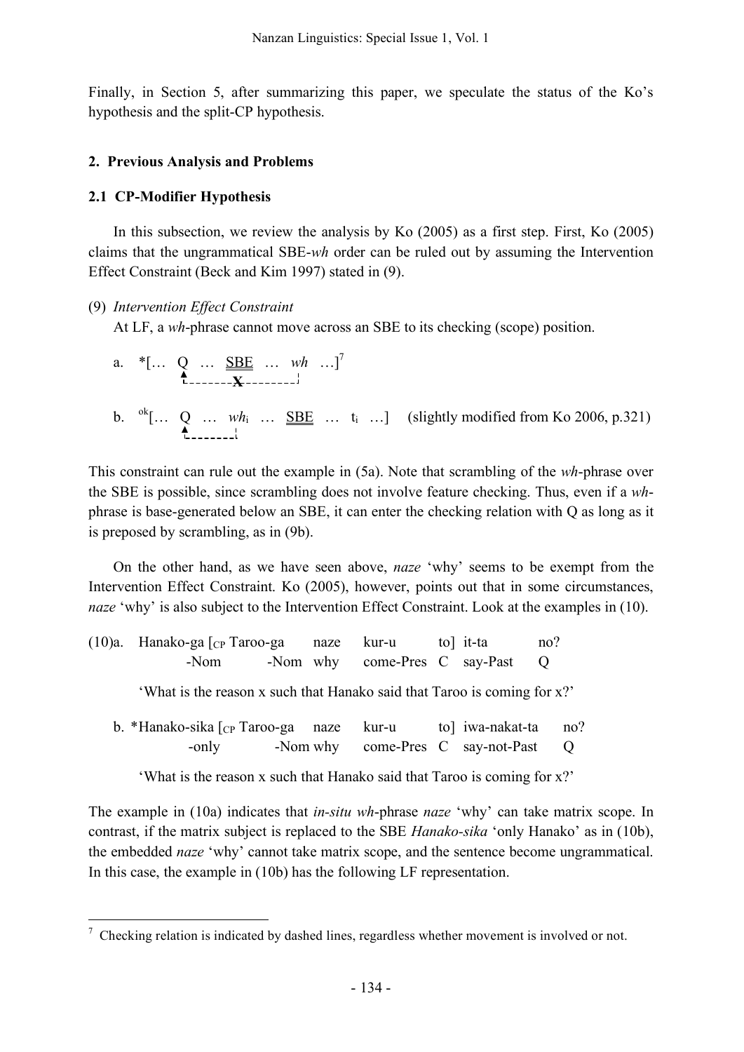Finally, in Section 5, after summarizing this paper, we speculate the status of the Ko's hypothesis and the split-CP hypothesis.

## 2. Previous Analysis and Problems

### 2.1 CP-Modifier Hypothesis

In this subsection, we review the analysis by Ko (2005) as a first step. First, Ko (2005) claims that the ungrammatical SBE-*wh* order can be ruled out by assuming the Intervention Effect Constraint (Beck and Kim 1997) stated in (9).

(9) *Intervention Effect Constraint*
At LF, a *wh*-phrase cannot move across an SBE to its checking (scope) position.

a. \*[… Q … <u>SBE</u> … *wh* …][7]
(checking relation between Q and *wh* blocked: X)

b. [ok][… Q … *wh*$_i$ … <u>SBE</u> … t$_i$ …] (slightly modified from Ko 2006, p.321)

This constraint can rule out the example in (5a). Note that scrambling of the *wh*-phrase over the SBE is possible, since scrambling does not involve feature checking. Thus, even if a *wh*-phrase is base-generated below an SBE, it can enter the checking relation with Q as long as it is preposed by scrambling, as in (9b).

On the other hand, as we have seen above, *naze* 'why' seems to be exempt from the Intervention Effect Constraint. Ko (2005), however, points out that in some circumstances, *naze* 'why' is also subject to the Intervention Effect Constraint. Look at the examples in (10).

(10)a. Hanako-ga [$_{CP}$ Taroo-ga naze kur-u to] it-ta no?
-Nom -Nom why come-Pres C say-Past Q
'What is the reason x such that Hanako said that Taroo is coming for x?'

b. \*Hanako-sika [$_{CP}$ Taroo-ga naze kur-u to] iwa-nakat-ta no?
-only -Nom why come-Pres C say-not-Past Q
'What is the reason x such that Hanako said that Taroo is coming for x?'

The example in (10a) indicates that *in-situ wh*-phrase *naze* 'why' can take matrix scope. In contrast, if the matrix subject is replaced to the SBE *Hanako-sika* 'only Hanako' as in (10b), the embedded *naze* 'why' cannot take matrix scope, and the sentence become ungrammatical. In this case, the example in (10b) has the following LF representation.

---

[7] Checking relation is indicated by dashed lines, regardless whether movement is involved or not.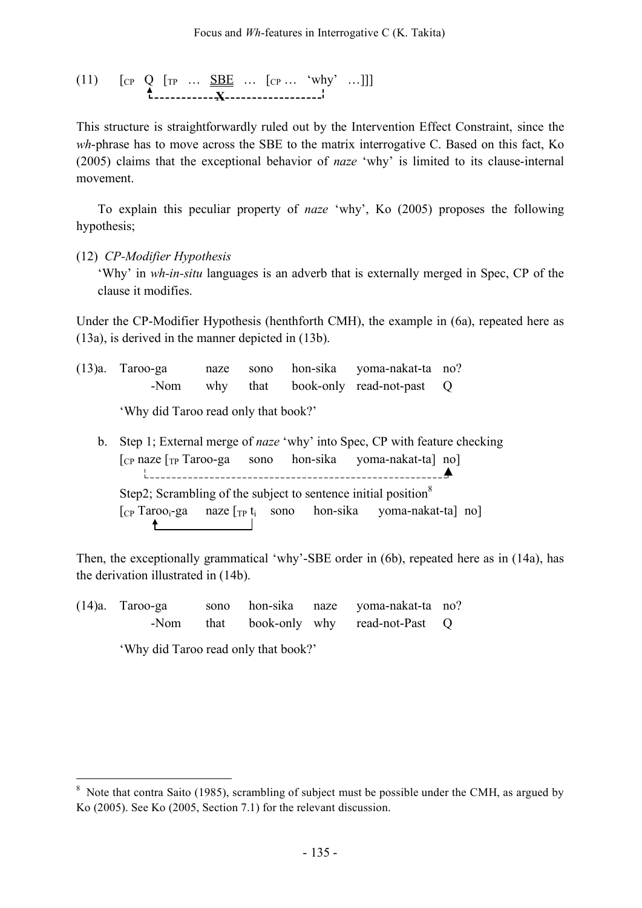(11) [$_{CP}$ Q [$_{TP}$ … SBE … [$_{CP}$ … 'why' …]]]

(movement from 'why' to Q across SBE blocked: X)

This structure is straightforwardly ruled out by the Intervention Effect Constraint, since the *wh*-phrase has to move across the SBE to the matrix interrogative C. Based on this fact, Ko (2005) claims that the exceptional behavior of *naze* 'why' is limited to its clause-internal movement.

To explain this peculiar property of *naze* 'why', Ko (2005) proposes the following hypothesis;

(12) *CP-Modifier Hypothesis*
'Why' in *wh-in-situ* languages is an adverb that is externally merged in Spec, CP of the clause it modifies.

Under the CP-Modifier Hypothesis (henthforth CMH), the example in (6a), repeated here as (13a), is derived in the manner depicted in (13b).

(13)a. Taroo-ga naze sono hon-sika yoma-nakat-ta no?
-Nom why that book-only read-not-past Q
'Why did Taroo read only that book?'

b. Step 1; External merge of *naze* 'why' into Spec, CP with feature checking
[$_{CP}$ naze [$_{TP}$ Taroo-ga sono hon-sika yoma-nakat-ta] no]

Step2; Scrambling of the subject to sentence initial position[8]
[$_{CP}$ Taroo$_{i}$-ga naze [$_{TP}$ t$_{i}$ sono hon-sika yoma-nakat-ta] no]

Then, the exceptionally grammatical 'why'-SBE order in (6b), repeated here as in (14a), has the derivation illustrated in (14b).

(14)a. Taroo-ga sono hon-sika naze yoma-nakat-ta no?
-Nom that book-only why read-not-Past Q
'Why did Taroo read only that book?'

---

[8] Note that contra Saito (1985), scrambling of subject must be possible under the CMH, as argued by Ko (2005). See Ko (2005, Section 7.1) for the relevant discussion.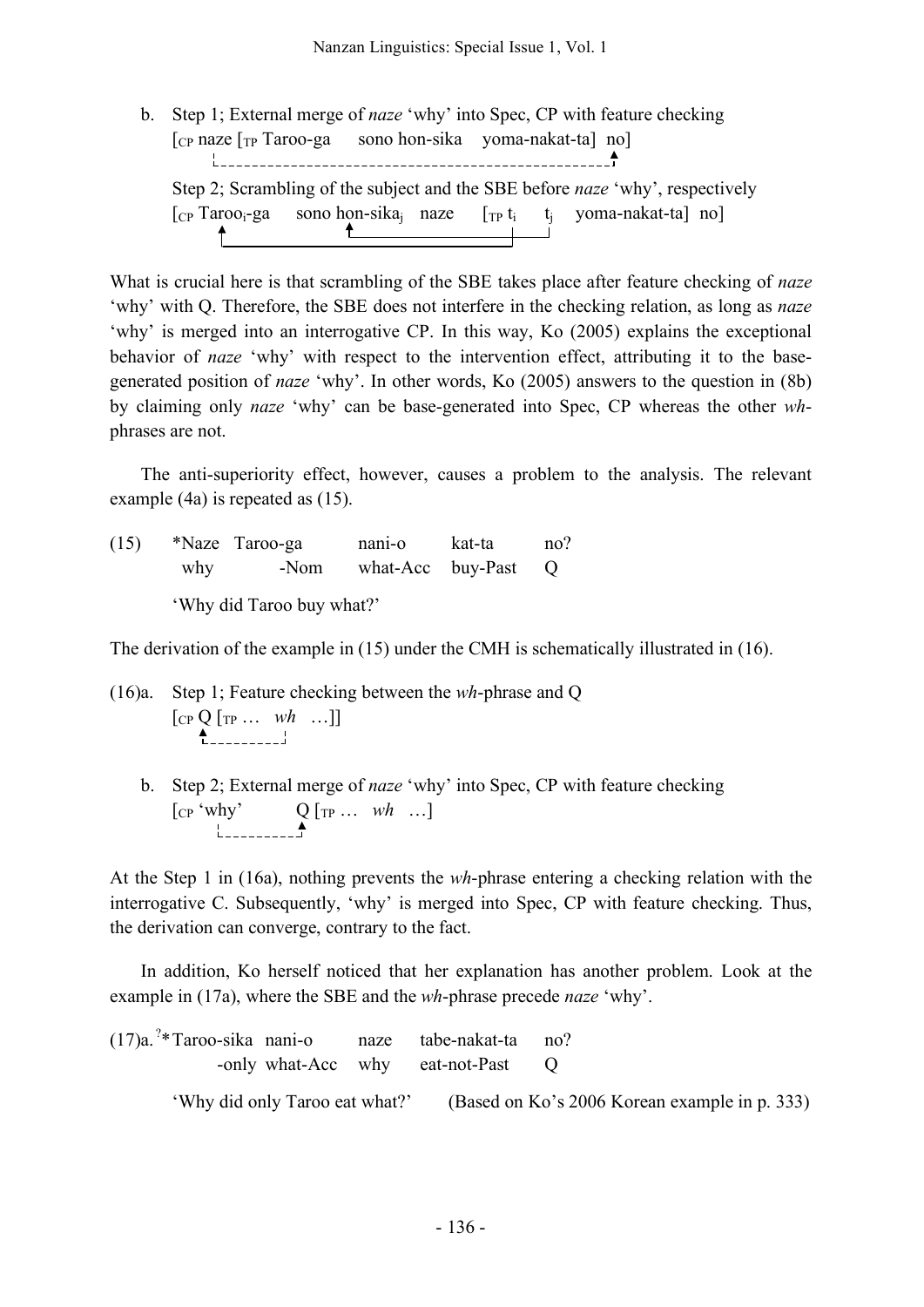b. Step 1; External merge of *naze* 'why' into Spec, CP with feature checking

   [$_{CP}$ naze [$_{TP}$ Taroo-ga sono hon-sika yoma-nakat-ta] no]

   Step 2; Scrambling of the subject and the SBE before *naze* 'why', respectively

   [$_{CP}$ Taroo$_i$-ga sono hon-sika$_j$ naze [$_{TP}$ t$_i$ t$_j$ yoma-nakat-ta] no]

What is crucial here is that scrambling of the SBE takes place after feature checking of *naze* 'why' with Q. Therefore, the SBE does not interfere in the checking relation, as long as *naze* 'why' is merged into an interrogative CP. In this way, Ko (2005) explains the exceptional behavior of *naze* 'why' with respect to the intervention effect, attributing it to the base-generated position of *naze* 'why'. In other words, Ko (2005) answers to the question in (8b) by claiming only *naze* 'why' can be base-generated into Spec, CP whereas the other *wh*-phrases are not.

The anti-superiority effect, however, causes a problem to the analysis. The relevant example (4a) is repeated as (15).

(15) \*Naze Taroo-ga nani-o kat-ta no?
     why -Nom what-Acc buy-Past Q

     'Why did Taroo buy what?'

The derivation of the example in (15) under the CMH is schematically illustrated in (16).

(16)a. Step 1; Feature checking between the *wh*-phrase and Q

   [$_{CP}$ Q [$_{TP}$ … *wh* …]]

b. Step 2; External merge of *naze* 'why' into Spec, CP with feature checking

   [$_{CP}$ 'why' Q [$_{TP}$ … *wh* …]

At the Step 1 in (16a), nothing prevents the *wh*-phrase entering a checking relation with the interrogative C. Subsequently, 'why' is merged into Spec, CP with feature checking. Thus, the derivation can converge, contrary to the fact.

In addition, Ko herself noticed that her explanation has another problem. Look at the example in (17a), where the SBE and the *wh*-phrase precede *naze* 'why'.

(17)a. ?\*Taroo-sika nani-o naze tabe-nakat-ta no?
     -only what-Acc why eat-not-Past Q

     'Why did only Taroo eat what?' (Based on Ko's 2006 Korean example in p. 333)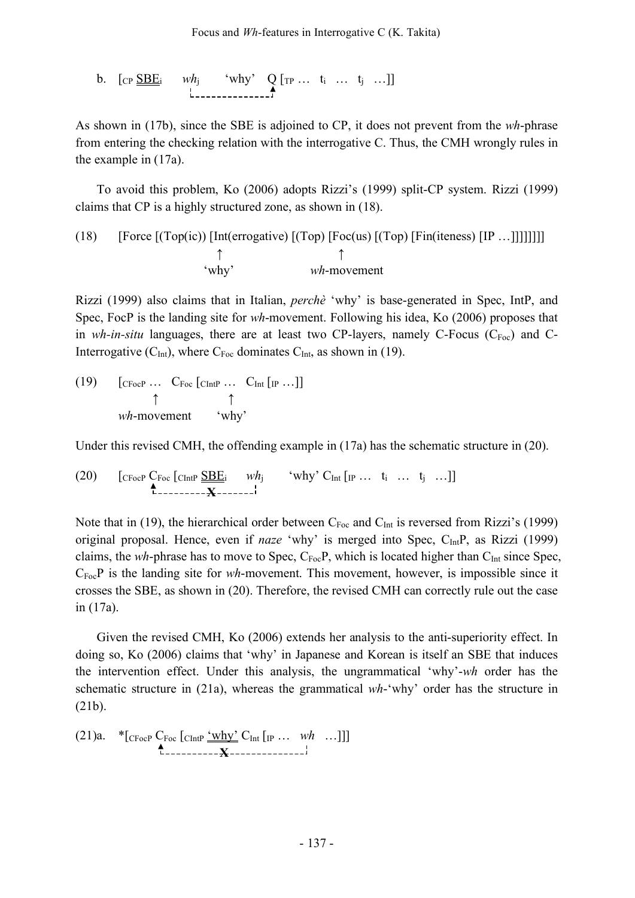b. [$_{CP}$ SBE$_i$ *wh*$_j$ 'why' Q [$_{TP}$ … t$_i$ … t$_j$ …]]

As shown in (17b), since the SBE is adjoined to CP, it does not prevent from the *wh*-phrase from entering the checking relation with the interrogative C. Thus, the CMH wrongly rules in the example in (17a).

To avoid this problem, Ko (2006) adopts Rizzi's (1999) split-CP system. Rizzi (1999) claims that CP is a highly structured zone, as shown in (18).

(18) [Force [(Top(ic)) [Int(errogative) [(Top) [Foc(us) [(Top) [Fin(iteness) [IP …]]]]]]]]
↑ 'why' (at Int) ↑ *wh*-movement (at Foc)

Rizzi (1999) also claims that in Italian, *perchè* 'why' is base-generated in Spec, IntP, and Spec, FocP is the landing site for *wh*-movement. Following his idea, Ko (2006) proposes that in *wh-in-situ* languages, there are at least two CP-layers, namely C-Focus (C$_{Foc}$) and C-Interrogative (C$_{Int}$), where C$_{Foc}$ dominates C$_{Int}$, as shown in (19).

(19) [$_{CFocP}$ … C$_{Foc}$ [$_{CIntP}$ … C$_{Int}$ [$_{IP}$ …]]]
↑ *wh*-movement (at C$_{Foc}$) ↑ 'why' (at C$_{Int}$)

Under this revised CMH, the offending example in (17a) has the schematic structure in (20).

(20) [$_{CFocP}$ C$_{Foc}$ [$_{CIntP}$ SBE$_i$ *wh*$_j$ 'why' C$_{Int}$ [$_{IP}$ … t$_i$ … t$_j$ …]]
(movement of *wh*$_j$ to C$_{Foc}$ across SBE$_i$: X)

Note that in (19), the hierarchical order between C$_{Foc}$ and C$_{Int}$ is reversed from Rizzi's (1999) original proposal. Hence, even if *naze* 'why' is merged into Spec, C$_{Int}$P, as Rizzi (1999) claims, the *wh*-phrase has to move to Spec, C$_{Foc}$P, which is located higher than C$_{Int}$ since Spec, C$_{Foc}$P is the landing site for *wh*-movement. This movement, however, is impossible since it crosses the SBE, as shown in (20). Therefore, the revised CMH can correctly rule out the case in (17a).

Given the revised CMH, Ko (2006) extends her analysis to the anti-superiority effect. In doing so, Ko (2006) claims that 'why' in Japanese and Korean is itself an SBE that induces the intervention effect. Under this analysis, the ungrammatical 'why'-*wh* order has the schematic structure in (21a), whereas the grammatical *wh*-'why' order has the structure in (21b).

(21)a. *[$_{CFocP}$ C$_{Foc}$ [$_{CIntP}$ 'why' C$_{Int}$ [$_{IP}$ … *wh* …]]]
(movement of *wh* to C$_{Foc}$ across 'why': X)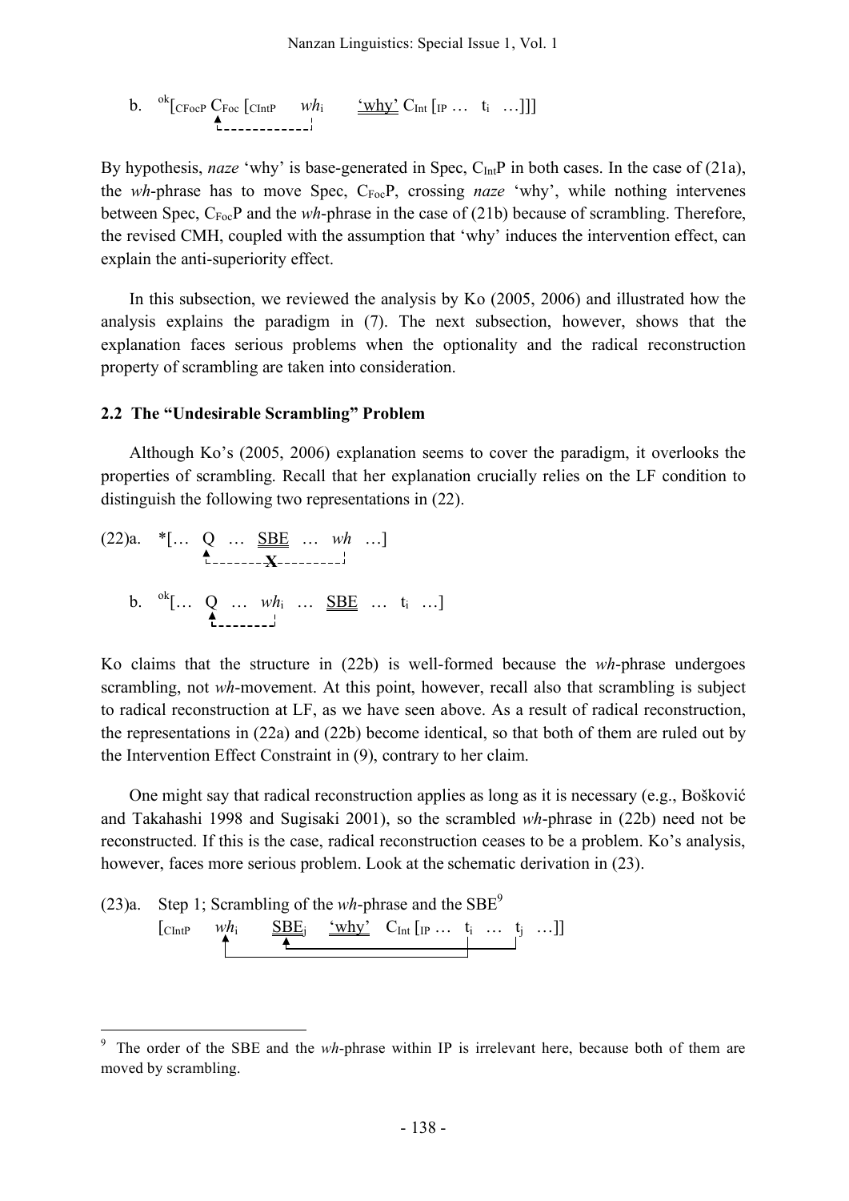b. $^{ok}$[$_{CFocP}$ C$_{Foc}$ [$_{CIntP}$ *wh*$_i$ 'why' C$_{Int}$ [$_{IP}$ … t$_i$ …]]]

By hypothesis, *naze* 'why' is base-generated in Spec, C$_{Int}$P in both cases. In the case of (21a), the *wh*-phrase has to move Spec, C$_{Foc}$P, crossing *naze* 'why', while nothing intervenes between Spec, C$_{Foc}$P and the *wh*-phrase in the case of (21b) because of scrambling. Therefore, the revised CMH, coupled with the assumption that 'why' induces the intervention effect, can explain the anti-superiority effect.

In this subsection, we reviewed the analysis by Ko (2005, 2006) and illustrated how the analysis explains the paradigm in (7). The next subsection, however, shows that the explanation faces serious problems when the optionality and the radical reconstruction property of scrambling are taken into consideration.

### 2.2 The "Undesirable Scrambling" Problem

Although Ko's (2005, 2006) explanation seems to cover the paradigm, it overlooks the properties of scrambling. Recall that her explanation crucially relies on the LF condition to distinguish the following two representations in (22).

(22)a. *[… Q … SBE … *wh* …]

b. $^{ok}$[… Q … *wh*$_i$ … SBE … t$_i$ …]

Ko claims that the structure in (22b) is well-formed because the *wh*-phrase undergoes scrambling, not *wh*-movement. At this point, however, recall also that scrambling is subject to radical reconstruction at LF, as we have seen above. As a result of radical reconstruction, the representations in (22a) and (22b) become identical, so that both of them are ruled out by the Intervention Effect Constraint in (9), contrary to her claim.

One might say that radical reconstruction applies as long as it is necessary (e.g., Bošković and Takahashi 1998 and Sugisaki 2001), so the scrambled *wh*-phrase in (22b) need not be reconstructed. If this is the case, radical reconstruction ceases to be a problem. Ko's analysis, however, faces more serious problem. Look at the schematic derivation in (23).

(23)a. Step 1; Scrambling of the *wh*-phrase and the SBE[9]

[$_{CIntP}$ *wh*$_i$ SBE$_j$ 'why' C$_{Int}$ [$_{IP}$ … t$_i$ … t$_j$ …]]

[9] The order of the SBE and the *wh*-phrase within IP is irrelevant here, because both of them are moved by scrambling.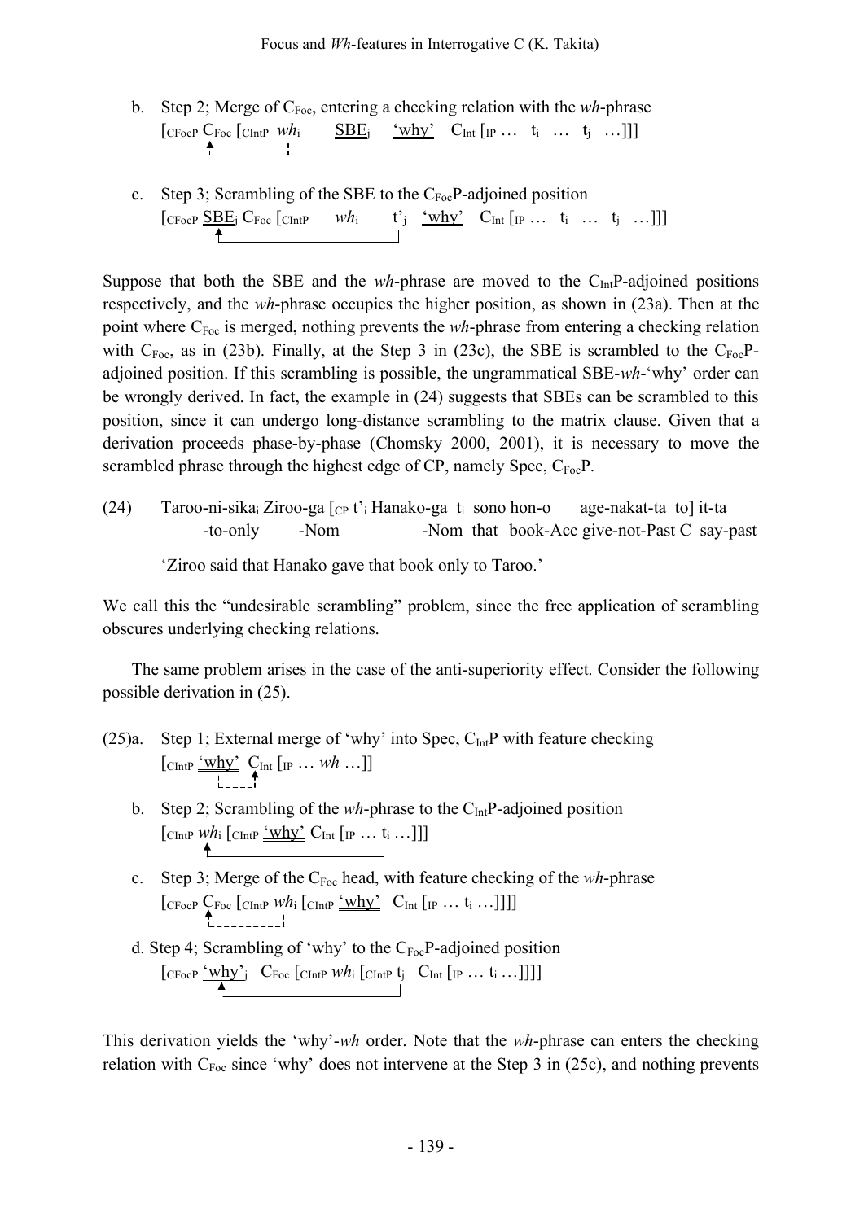b. Step 2; Merge of $C_{Foc}$, entering a checking relation with the *wh*-phrase
   $[_{CFocP}$ $C_{Foc}$ $[_{CIntP}$ *wh*$_i$ SBE$_j$ 'why' $C_{Int}$ $[_{IP}$ … $t_i$ … $t_j$ …]]]

c. Step 3; Scrambling of the SBE to the $C_{Foc}$P-adjoined position
   $[_{CFocP}$ SBE$_j$ $C_{Foc}$ $[_{CIntP}$ *wh*$_i$ t'$_j$ 'why' $C_{Int}$ $[_{IP}$ … $t_i$ … $t_j$ …]]]

Suppose that both the SBE and the *wh*-phrase are moved to the $C_{Int}$P-adjoined positions respectively, and the *wh*-phrase occupies the higher position, as shown in (23a). Then at the point where $C_{Foc}$ is merged, nothing prevents the *wh*-phrase from entering a checking relation with $C_{Foc}$, as in (23b). Finally, at the Step 3 in (23c), the SBE is scrambled to the $C_{Foc}$P-adjoined position. If this scrambling is possible, the ungrammatical SBE-*wh*-'why' order can be wrongly derived. In fact, the example in (24) suggests that SBEs can be scrambled to this position, since it can undergo long-distance scrambling to the matrix clause. Given that a derivation proceeds phase-by-phase (Chomsky 2000, 2001), it is necessary to move the scrambled phrase through the highest edge of CP, namely Spec, $C_{Foc}$P.

(24) Taroo-ni-sika$_i$ Ziroo-ga $[_{CP}$ t'$_i$ Hanako-ga $t_i$ sono hon-o age-nakat-ta to] it-ta
   -to-only -Nom -Nom that book-Acc give-not-Past C say-past

   'Ziroo said that Hanako gave that book only to Taroo.'

We call this the "undesirable scrambling" problem, since the free application of scrambling obscures underlying checking relations.

The same problem arises in the case of the anti-superiority effect. Consider the following possible derivation in (25).

(25)a. Step 1; External merge of 'why' into Spec, $C_{Int}$P with feature checking
   $[_{CIntP}$ 'why' $C_{Int}$ $[_{IP}$ … *wh* …]]

b. Step 2; Scrambling of the *wh*-phrase to the $C_{Int}$P-adjoined position
   $[_{CIntP}$ *wh*$_i$ $[_{CIntP}$ 'why' $C_{Int}$ $[_{IP}$ … $t_i$ …]]]

c. Step 3; Merge of the $C_{Foc}$ head, with feature checking of the *wh*-phrase
   $[_{CFocP}$ $C_{Foc}$ $[_{CIntP}$ *wh*$_i$ $[_{CIntP}$ 'why' $C_{Int}$ $[_{IP}$ … $t_i$ …]]]]

d. Step 4; Scrambling of 'why' to the $C_{Foc}$P-adjoined position
   $[_{CFocP}$ 'why'$_j$ $C_{Foc}$ $[_{CIntP}$ *wh*$_i$ $[_{CIntP}$ $t_j$ $C_{Int}$ $[_{IP}$ … $t_i$ …]]]]

This derivation yields the 'why'-*wh* order. Note that the *wh*-phrase can enters the checking relation with $C_{Foc}$ since 'why' does not intervene at the Step 3 in (25c), and nothing prevents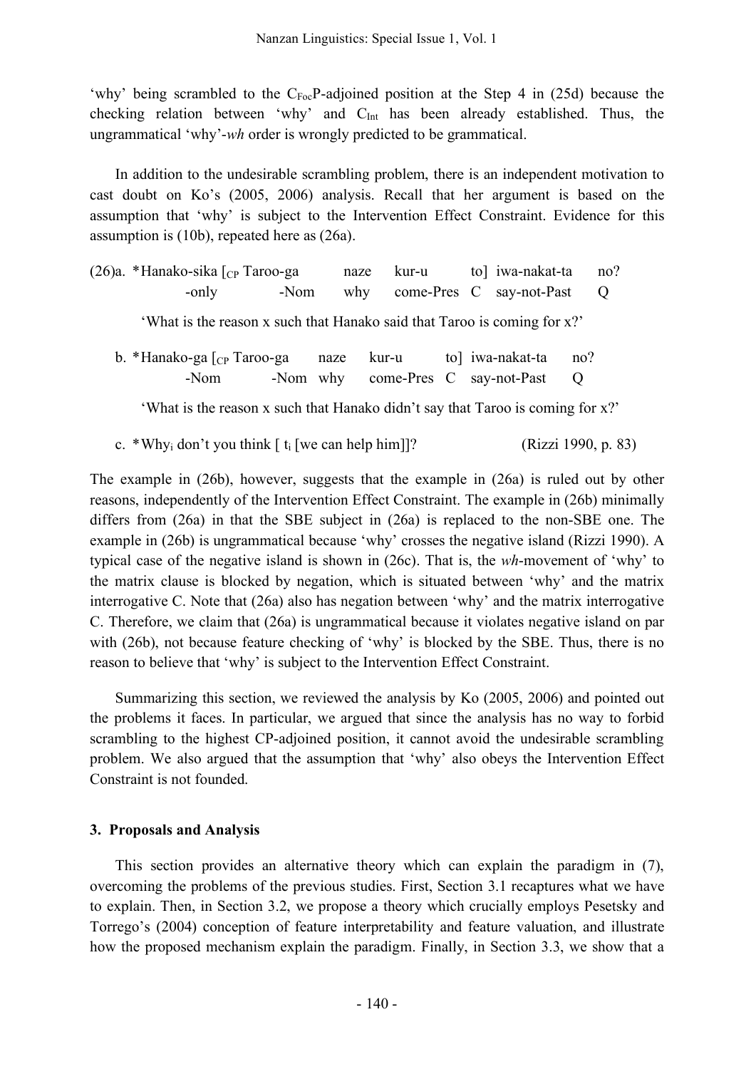'why' being scrambled to the $C_{Foc}$P-adjoined position at the Step 4 in (25d) because the checking relation between 'why' and $C_{Int}$ has been already established. Thus, the ungrammatical 'why'-*wh* order is wrongly predicted to be grammatical.

In addition to the undesirable scrambling problem, there is an independent motivation to cast doubt on Ko's (2005, 2006) analysis. Recall that her argument is based on the assumption that 'why' is subject to the Intervention Effect Constraint. Evidence for this assumption is (10b), repeated here as (26a).

(26)a. *Hanako-sika [$_{CP}$ Taroo-ga naze kur-u to] iwa-nakat-ta no?
 -only -Nom why come-Pres C say-not-Past Q

'What is the reason x such that Hanako said that Taroo is coming for x?'

b. *Hanako-ga [$_{CP}$ Taroo-ga naze kur-u to] iwa-nakat-ta no?
 -Nom -Nom why come-Pres C say-not-Past Q

'What is the reason x such that Hanako didn't say that Taroo is coming for x?'

c. *Why$_i$ don't you think [ $t_i$ [we can help him]]? (Rizzi 1990, p. 83)

The example in (26b), however, suggests that the example in (26a) is ruled out by other reasons, independently of the Intervention Effect Constraint. The example in (26b) minimally differs from (26a) in that the SBE subject in (26a) is replaced to the non-SBE one. The example in (26b) is ungrammatical because 'why' crosses the negative island (Rizzi 1990). A typical case of the negative island is shown in (26c). That is, the *wh*-movement of 'why' to the matrix clause is blocked by negation, which is situated between 'why' and the matrix interrogative C. Note that (26a) also has negation between 'why' and the matrix interrogative C. Therefore, we claim that (26a) is ungrammatical because it violates negative island on par with (26b), not because feature checking of 'why' is blocked by the SBE. Thus, there is no reason to believe that 'why' is subject to the Intervention Effect Constraint.

Summarizing this section, we reviewed the analysis by Ko (2005, 2006) and pointed out the problems it faces. In particular, we argued that since the analysis has no way to forbid scrambling to the highest CP-adjoined position, it cannot avoid the undesirable scrambling problem. We also argued that the assumption that 'why' also obeys the Intervention Effect Constraint is not founded.

### 3. Proposals and Analysis

This section provides an alternative theory which can explain the paradigm in (7), overcoming the problems of the previous studies. First, Section 3.1 recaptures what we have to explain. Then, in Section 3.2, we propose a theory which crucially employs Pesetsky and Torrego's (2004) conception of feature interpretability and feature valuation, and illustrate how the proposed mechanism explain the paradigm. Finally, in Section 3.3, we show that a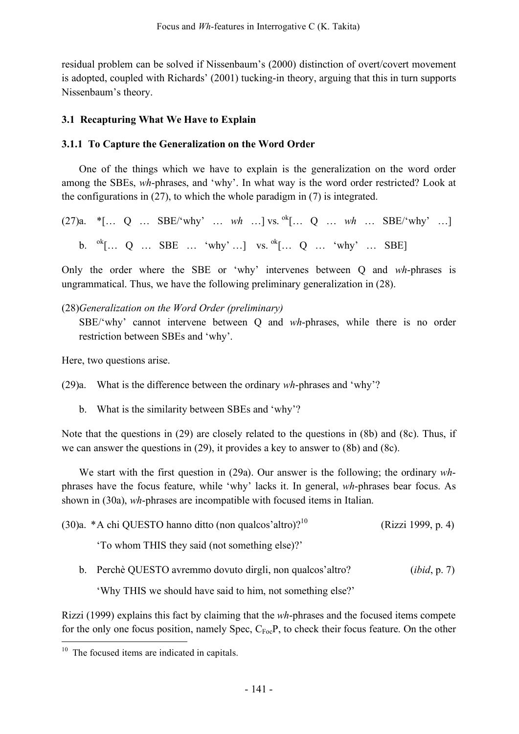residual problem can be solved if Nissenbaum's (2000) distinction of overt/covert movement is adopted, coupled with Richards' (2001) tucking-in theory, arguing that this in turn supports Nissenbaum's theory.

### 3.1 Recapturing What We Have to Explain

#### 3.1.1 To Capture the Generalization on the Word Order

One of the things which we have to explain is the generalization on the word order among the SBEs, *wh*-phrases, and 'why'. In what way is the word order restricted? Look at the configurations in (27), to which the whole paradigm in (7) is integrated.

(27)a. *[… Q … SBE/'why' … *wh* …] vs. [ok][… Q … *wh* … SBE/'why' …]

b. [ok][… Q … SBE … 'why' …] vs. [ok][… Q … 'why' … SBE]

Only the order where the SBE or 'why' intervenes between Q and *wh*-phrases is ungrammatical. Thus, we have the following preliminary generalization in (28).

(28) *Generalization on the Word Order (preliminary)*
SBE/'why' cannot intervene between Q and *wh*-phrases, while there is no order restriction between SBEs and 'why'.

Here, two questions arise.

(29)a. What is the difference between the ordinary *wh*-phrases and 'why'?

b. What is the similarity between SBEs and 'why'?

Note that the questions in (29) are closely related to the questions in (8b) and (8c). Thus, if we can answer the questions in (29), it provides a key to answer to (8b) and (8c).

We start with the first question in (29a). Our answer is the following; the ordinary *wh*-phrases have the focus feature, while 'why' lacks it. In general, *wh*-phrases bear focus. As shown in (30a), *wh*-phrases are incompatible with focused items in Italian.

(30)a. *A chi QUESTO hanno ditto (non qualcos'altro)?[10] (Rizzi 1999, p. 4)

'To whom THIS they said (not something else)?'

b. Perchè QUESTO avremmo dovuto dirgli, non qualcos'altro? (*ibid*, p. 7)

'Why THIS we should have said to him, not something else?'

Rizzi (1999) explains this fact by claiming that the *wh*-phrases and the focused items compete for the only one focus position, namely Spec, $C_{Foc}$P, to check their focus feature. On the other

[10] The focused items are indicated in capitals.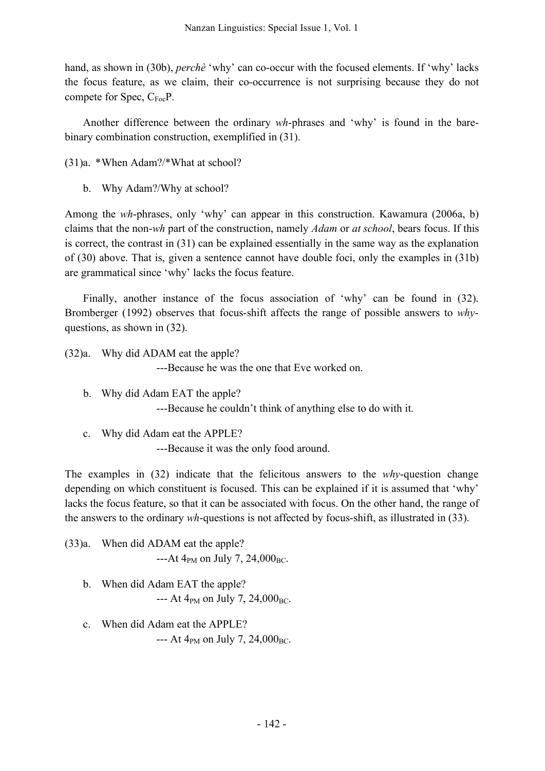hand, as shown in (30b), *perchè* 'why' can co-occur with the focused elements. If 'why' lacks the focus feature, as we claim, their co-occurrence is not surprising because they do not compete for Spec, $C_{Foc}P$.

Another difference between the ordinary *wh*-phrases and 'why' is found in the bare-binary combination construction, exemplified in (31).

(31)a. *When Adam?/*What at school?

b. Why Adam?/Why at school?

Among the *wh*-phrases, only 'why' can appear in this construction. Kawamura (2006a, b) claims that the non-*wh* part of the construction, namely *Adam* or *at school*, bears focus. If this is correct, the contrast in (31) can be explained essentially in the same way as the explanation of (30) above. That is, given a sentence cannot have double foci, only the examples in (31b) are grammatical since 'why' lacks the focus feature.

Finally, another instance of the focus association of 'why' can be found in (32). Bromberger (1992) observes that focus-shift affects the range of possible answers to *why*-questions, as shown in (32).

(32)a. Why did ADAM eat the apple?
---Because he was the one that Eve worked on.

b. Why did Adam EAT the apple?
---Because he couldn't think of anything else to do with it.

c. Why did Adam eat the APPLE?
---Because it was the only food around.

The examples in (32) indicate that the felicitous answers to the *why*-question change depending on which constituent is focused. This can be explained if it is assumed that 'why' lacks the focus feature, so that it can be associated with focus. On the other hand, the range of the answers to the ordinary *wh*-questions is not affected by focus-shift, as illustrated in (33).

(33)a. When did ADAM eat the apple?
---At $4_{PM}$ on July 7, $24{,}000_{BC}$.

b. When did Adam EAT the apple?
--- At $4_{PM}$ on July 7, $24{,}000_{BC}$.

c. When did Adam eat the APPLE?
--- At $4_{PM}$ on July 7, $24{,}000_{BC}$.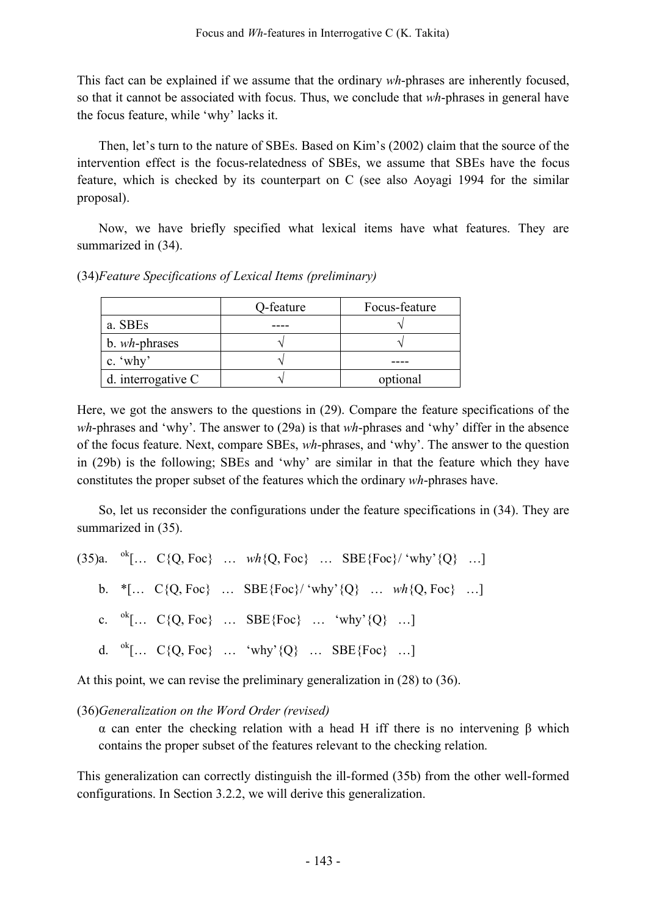This fact can be explained if we assume that the ordinary *wh*-phrases are inherently focused, so that it cannot be associated with focus. Thus, we conclude that *wh*-phrases in general have the focus feature, while 'why' lacks it.

Then, let's turn to the nature of SBEs. Based on Kim's (2002) claim that the source of the intervention effect is the focus-relatedness of SBEs, we assume that SBEs have the focus feature, which is checked by its counterpart on C (see also Aoyagi 1994 for the similar proposal).

Now, we have briefly specified what lexical items have what features. They are summarized in (34).

(34)*Feature Specifications of Lexical Items (preliminary)*

| | Q-feature | Focus-feature |
|---|---|---|
| a. SBEs | ---- | √ |
| b. *wh*-phrases | √ | √ |
| c. 'why' | √ | ---- |
| d. interrogative C | √ | optional |

Here, we got the answers to the questions in (29). Compare the feature specifications of the *wh*-phrases and 'why'. The answer to (29a) is that *wh*-phrases and 'why' differ in the absence of the focus feature. Next, compare SBEs, *wh*-phrases, and 'why'. The answer to the question in (29b) is the following; SBEs and 'why' are similar in that the feature which they have constitutes the proper subset of the features which the ordinary *wh*-phrases have.

So, let us reconsider the configurations under the feature specifications in (34). They are summarized in (35).

(35)a. $^{ok}$[… C{Q, Foc} … *wh*{Q, Foc} … SBE{Foc}/ 'why'{Q} …]

b. *[… C{Q, Foc} … SBE{Foc}/ 'why'{Q} … *wh*{Q, Foc} …]

c. $^{ok}$[… C{Q, Foc} … SBE{Foc} … 'why'{Q} …]

d. $^{ok}$[… C{Q, Foc} … 'why'{Q} … SBE{Foc} …]

At this point, we can revise the preliminary generalization in (28) to (36).

(36)*Generalization on the Word Order (revised)*

$\alpha$ can enter the checking relation with a head H iff there is no intervening $\beta$ which contains the proper subset of the features relevant to the checking relation.

This generalization can correctly distinguish the ill-formed (35b) from the other well-formed configurations. In Section 3.2.2, we will derive this generalization.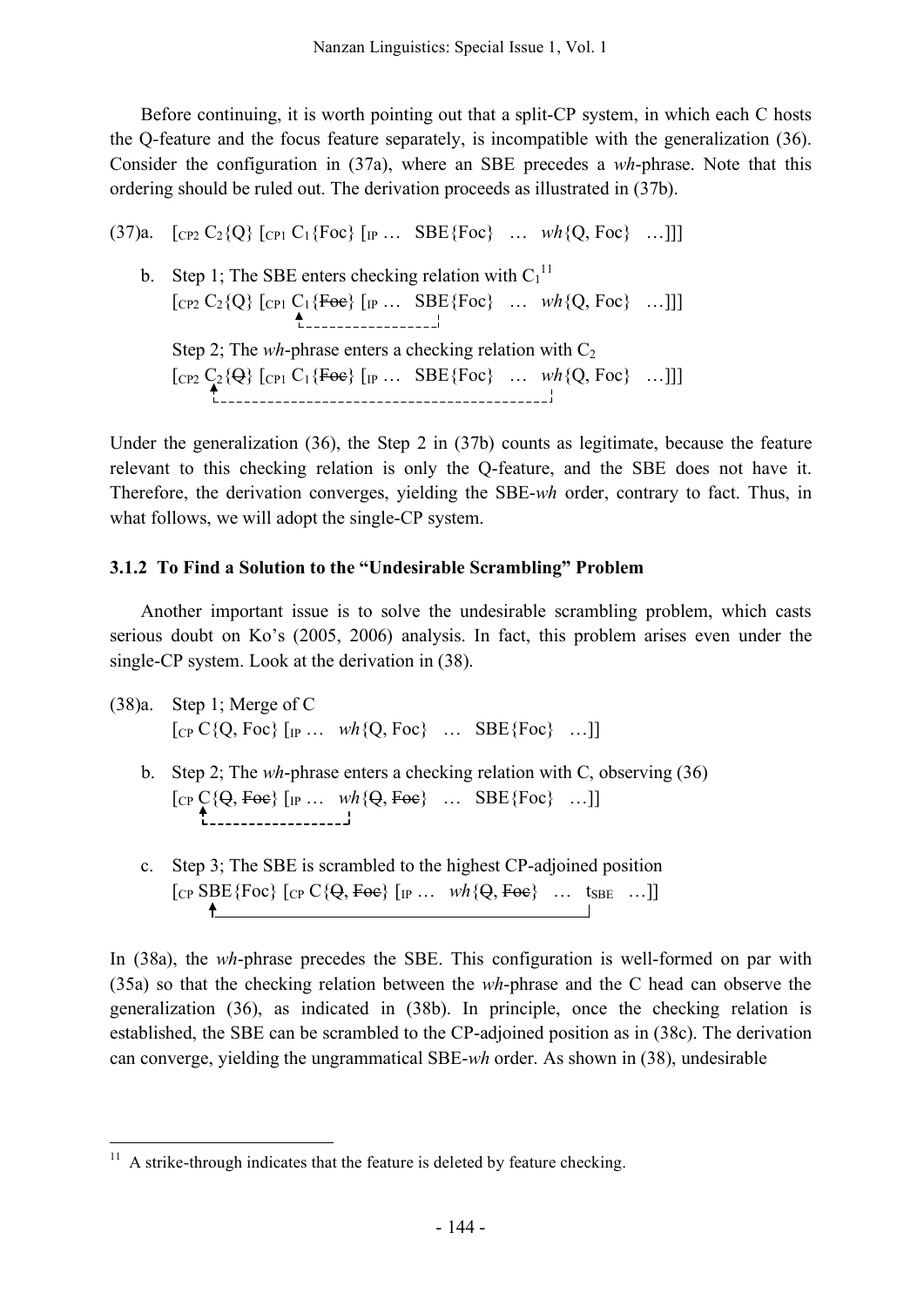Before continuing, it is worth pointing out that a split-CP system, in which each C hosts the Q-feature and the focus feature separately, is incompatible with the generalization (36). Consider the configuration in (37a), where an SBE precedes a *wh*-phrase. Note that this ordering should be ruled out. The derivation proceeds as illustrated in (37b).

(37)a. [$_{CP2}$ $C_2${Q} [$_{CP1}$ $C_1${Foc} [$_{IP}$ … SBE{Foc} … *wh*{Q, Foc} …]]]

b. Step 1; The SBE enters checking relation with $C_1$[11]

[$_{CP2}$ $C_2${Q} [$_{CP1}$ $C_1${~~Foc~~} [$_{IP}$ … SBE{Foc} … *wh*{Q, Foc} …]]]

Step 2; The *wh*-phrase enters a checking relation with $C_2$

[$_{CP2}$ $C_2${~~Q~~} [$_{CP1}$ $C_1${~~Foc~~} [$_{IP}$ … SBE{Foc} … *wh*{Q, Foc} …]]]

Under the generalization (36), the Step 2 in (37b) counts as legitimate, because the feature relevant to this checking relation is only the Q-feature, and the SBE does not have it. Therefore, the derivation converges, yielding the SBE-*wh* order, contrary to fact. Thus, in what follows, we will adopt the single-CP system.

### 3.1.2 To Find a Solution to the "Undesirable Scrambling" Problem

Another important issue is to solve the undesirable scrambling problem, which casts serious doubt on Ko's (2005, 2006) analysis. In fact, this problem arises even under the single-CP system. Look at the derivation in (38).

(38)a. Step 1; Merge of C

[$_{CP}$ C{Q, Foc} [$_{IP}$ … *wh*{Q, Foc} … SBE{Foc} …]]

b. Step 2; The *wh*-phrase enters a checking relation with C, observing (36)

[$_{CP}$ C{~~Q~~, ~~Foc~~} [$_{IP}$ … *wh*{Q, ~~Foc~~} … SBE{Foc} …]]

c. Step 3; The SBE is scrambled to the highest CP-adjoined position

[$_{CP}$ SBE{Foc} [$_{CP}$ C{~~Q~~, ~~Foc~~} [$_{IP}$ … *wh*{~~Q~~, ~~Foc~~} … $t_{SBE}$ …]]

In (38a), the *wh*-phrase precedes the SBE. This configuration is well-formed on par with (35a) so that the checking relation between the *wh*-phrase and the C head can observe the generalization (36), as indicated in (38b). In principle, once the checking relation is established, the SBE can be scrambled to the CP-adjoined position as in (38c). The derivation can converge, yielding the ungrammatical SBE-*wh* order. As shown in (38), undesirable

[11] A strike-through indicates that the feature is deleted by feature checking.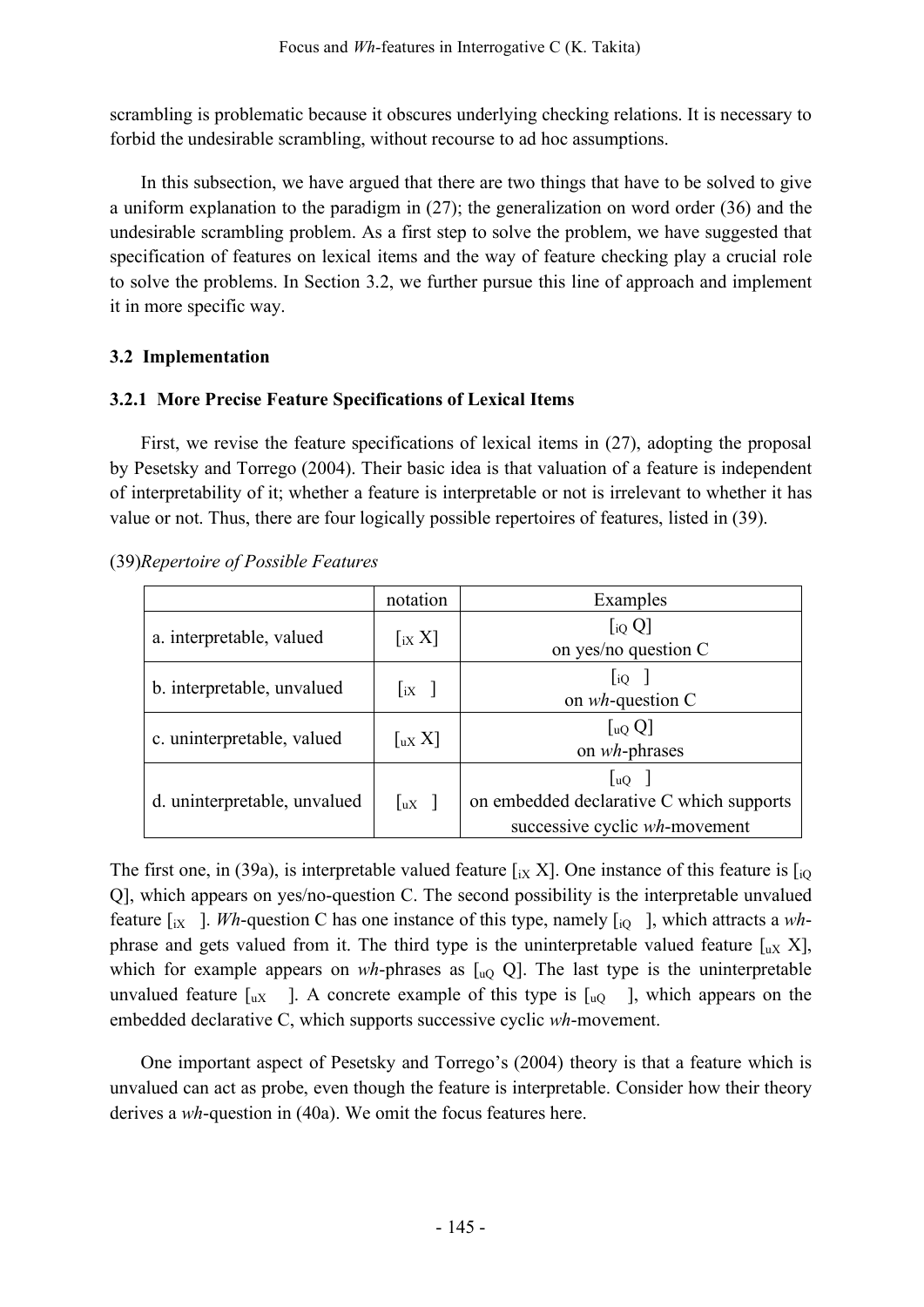scrambling is problematic because it obscures underlying checking relations. It is necessary to forbid the undesirable scrambling, without recourse to ad hoc assumptions.

In this subsection, we have argued that there are two things that have to be solved to give a uniform explanation to the paradigm in (27); the generalization on word order (36) and the undesirable scrambling problem. As a first step to solve the problem, we have suggested that specification of features on lexical items and the way of feature checking play a crucial role to solve the problems. In Section 3.2, we further pursue this line of approach and implement it in more specific way.

### 3.2 Implementation

#### 3.2.1 More Precise Feature Specifications of Lexical Items

First, we revise the feature specifications of lexical items in (27), adopting the proposal by Pesetsky and Torrego (2004). Their basic idea is that valuation of a feature is independent of interpretability of it; whether a feature is interpretable or not is irrelevant to whether it has value or not. Thus, there are four logically possible repertoires of features, listed in (39).

(39)*Repertoire of Possible Features*

| | notation | Examples |
|---|---|---|
| a. interpretable, valued | $[_{iX}$ X] | $[_{iQ}$ Q] on yes/no question C |
| b. interpretable, unvalued | $[_{iX}$ ] | $[_{iQ}$ ] on *wh*-question C |
| c. uninterpretable, valued | $[_{uX}$ X] | $[_{uQ}$ Q] on *wh*-phrases |
| d. uninterpretable, unvalued | $[_{uX}$ ] | $[_{uQ}$ ] on embedded declarative C which supports successive cyclic *wh*-movement |

The first one, in (39a), is interpretable valued feature $[_{iX}$ X]. One instance of this feature is $[_{iQ}$ Q], which appears on yes/no-question C. The second possibility is the interpretable unvalued feature $[_{iX}$ ]. *Wh*-question C has one instance of this type, namely $[_{iQ}$ ], which attracts a *wh*-phrase and gets valued from it. The third type is the uninterpretable valued feature $[_{uX}$ X], which for example appears on *wh*-phrases as $[_{uQ}$ Q]. The last type is the uninterpretable unvalued feature $[_{uX}$ ]. A concrete example of this type is $[_{uQ}$ ], which appears on the embedded declarative C, which supports successive cyclic *wh*-movement.

One important aspect of Pesetsky and Torrego's (2004) theory is that a feature which is unvalued can act as probe, even though the feature is interpretable. Consider how their theory derives a *wh*-question in (40a). We omit the focus features here.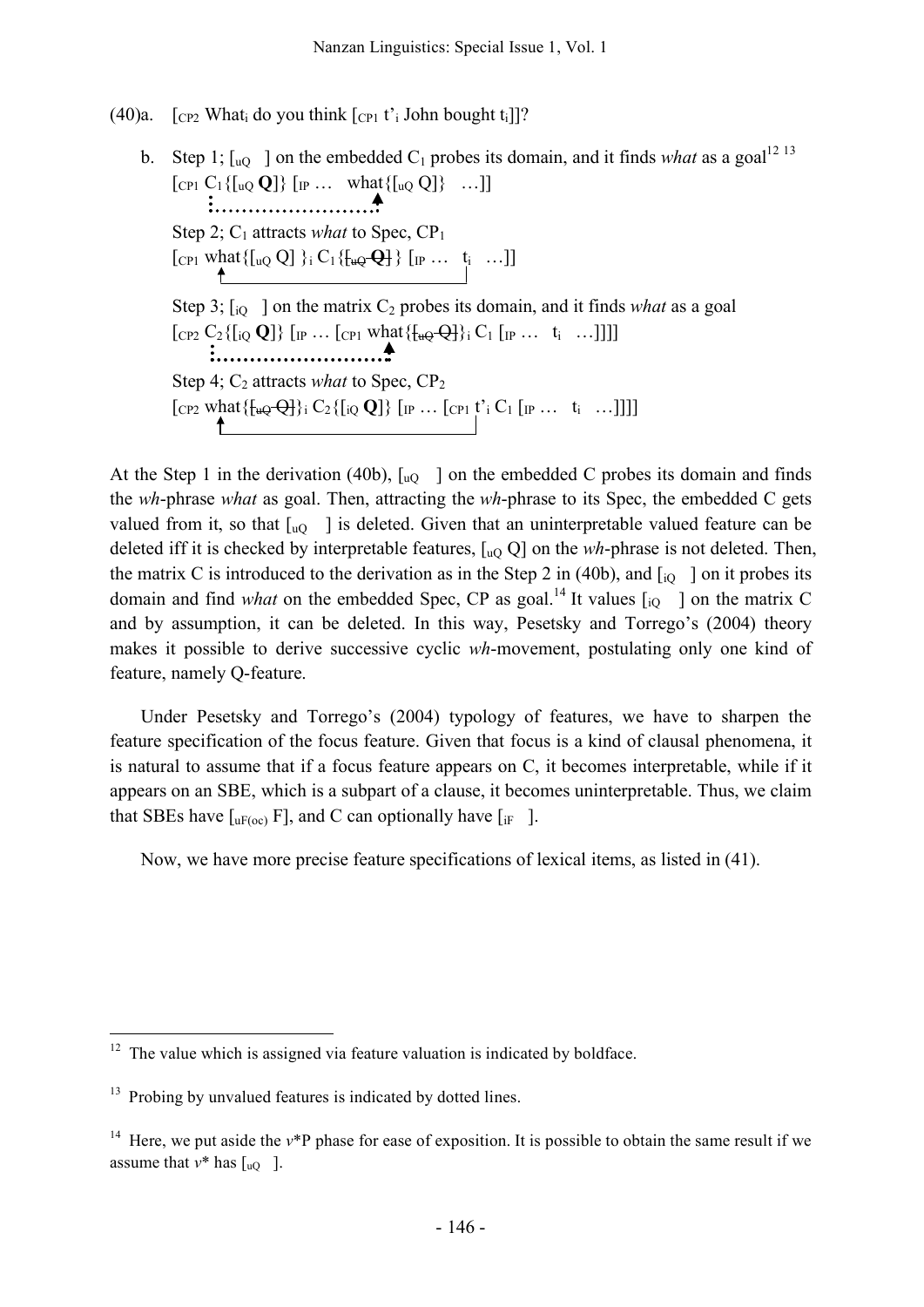(40)a. $[_{CP2}$ What$_i$ do you think $[_{CP1}$ t'$_i$ John bought t$_i$]]?

b. Step 1; $[_{uQ}\ \ ]$ on the embedded $C_1$ probes its domain, and it finds *what* as a goal[12][13]

$[_{CP1}$ $C_1\{[_{uQ}$ **Q**]} $[_{IP}$ … what{$[_{uQ}$ Q]} …]]

Step 2; $C_1$ attracts *what* to Spec, $CP_1$

$[_{CP1}$ what{$[_{uQ}$ Q] }$_i$ $C_1$ {~~$[_{uQ}$ **Q**]~~} $[_{IP}$ … t$_i$ …]]

Step 3; $[_{iQ}\ \ ]$ on the matrix $C_2$ probes its domain, and it finds *what* as a goal

$[_{CP2}$ $C_2$ {$[_{iQ}$ **Q**]} $[_{IP}$ … $[_{CP1}$ what{~~$[_{uQ}$ Q]~~}$_i$ $C_1$ $[_{IP}$ … t$_i$ …]]]]

Step 4; $C_2$ attracts *what* to Spec, $CP_2$

$[_{CP2}$ what{~~$[_{uQ}$ Q]~~}$_i$ $C_2$ {$[_{iQ}$ **Q**]} $[_{IP}$ … $[_{CP1}$ t'$_i$ $C_1$ $[_{IP}$ … t$_i$ …]]]]

At the Step 1 in the derivation (40b), $[_{uQ}\ \ ]$ on the embedded C probes its domain and finds the *wh*-phrase *what* as goal. Then, attracting the *wh*-phrase to its Spec, the embedded C gets valued from it, so that $[_{uQ}\ \ ]$ is deleted. Given that an uninterpretable valued feature can be deleted iff it is checked by interpretable features, $[_{uQ}$ Q] on the *wh*-phrase is not deleted. Then, the matrix C is introduced to the derivation as in the Step 2 in (40b), and $[_{iQ}\ \ ]$ on it probes its domain and find *what* on the embedded Spec, CP as goal.[14] It values $[_{iQ}\ \ ]$ on the matrix C and by assumption, it can be deleted. In this way, Pesetsky and Torrego's (2004) theory makes it possible to derive successive cyclic *wh*-movement, postulating only one kind of feature, namely Q-feature.

Under Pesetsky and Torrego's (2004) typology of features, we have to sharpen the feature specification of the focus feature. Given that focus is a kind of clausal phenomena, it is natural to assume that if a focus feature appears on C, it becomes interpretable, while if it appears on an SBE, which is a subpart of a clause, it becomes uninterpretable. Thus, we claim that SBEs have $[_{uF(oc)}$ F], and C can optionally have $[_{iF}\ \ ]$.

Now, we have more precise feature specifications of lexical items, as listed in (41).

---

[12] The value which is assigned via feature valuation is indicated by boldface.

[13] Probing by unvalued features is indicated by dotted lines.

[14] Here, we put aside the *v*\*P phase for ease of exposition. It is possible to obtain the same result if we assume that *v*\* has $[_{uQ}\ \ ]$.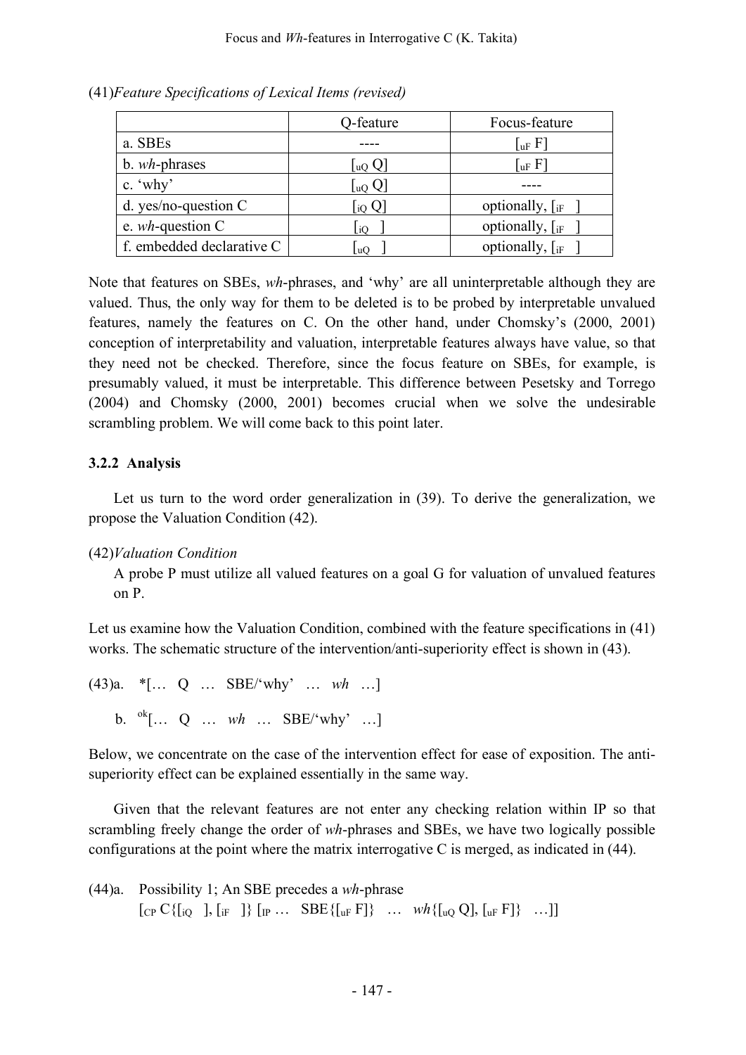(41)*Feature Specifications of Lexical Items (revised)*

| | Q-feature | Focus-feature |
|---|---|---|
| a. SBEs | ---- | $[_{uF}\ F]$ |
| b. *wh*-phrases | $[_{uQ}\ Q]$ | $[_{uF}\ F]$ |
| c. 'why' | $[_{uQ}\ Q]$ | ---- |
| d. yes/no-question C | $[_{iQ}\ Q]$ | optionally, $[_{iF}\ \ ]$ |
| e. *wh*-question C | $[_{iQ}\ \ ]$ | optionally, $[_{iF}\ \ ]$ |
| f. embedded declarative C | $[_{uQ}\ \ ]$ | optionally, $[_{iF}\ \ ]$ |

Note that features on SBEs, *wh*-phrases, and 'why' are all uninterpretable although they are valued. Thus, the only way for them to be deleted is to be probed by interpretable unvalued features, namely the features on C. On the other hand, under Chomsky's (2000, 2001) conception of interpretability and valuation, interpretable features always have value, so that they need not be checked. Therefore, since the focus feature on SBEs, for example, is presumably valued, it must be interpretable. This difference between Pesetsky and Torrego (2004) and Chomsky (2000, 2001) becomes crucial when we solve the undesirable scrambling problem. We will come back to this point later.

### 3.2.2 Analysis

Let us turn to the word order generalization in (39). To derive the generalization, we propose the Valuation Condition (42).

(42)*Valuation Condition*

A probe P must utilize all valued features on a goal G for valuation of unvalued features on P.

Let us examine how the Valuation Condition, combined with the feature specifications in (41) works. The schematic structure of the intervention/anti-superiority effect is shown in (43).

(43)a. \*[… Q … SBE/'why' … *wh* …]

b. ${}^{ok}$[… Q … *wh* … SBE/'why' …]

Below, we concentrate on the case of the intervention effect for ease of exposition. The anti-superiority effect can be explained essentially in the same way.

Given that the relevant features are not enter any checking relation within IP so that scrambling freely change the order of *wh*-phrases and SBEs, we have two logically possible configurations at the point where the matrix interrogative C is merged, as indicated in (44).

(44)a. Possibility 1; An SBE precedes a *wh*-phrase

$[_{CP}$ C{$[_{iQ}\ \ ]$, $[_{iF}\ \ ]$} $[_{IP}$ … SBE{$[_{uF}\ F]$} … *wh*{$[_{uQ}\ Q]$, $[_{uF}\ F]$} …]]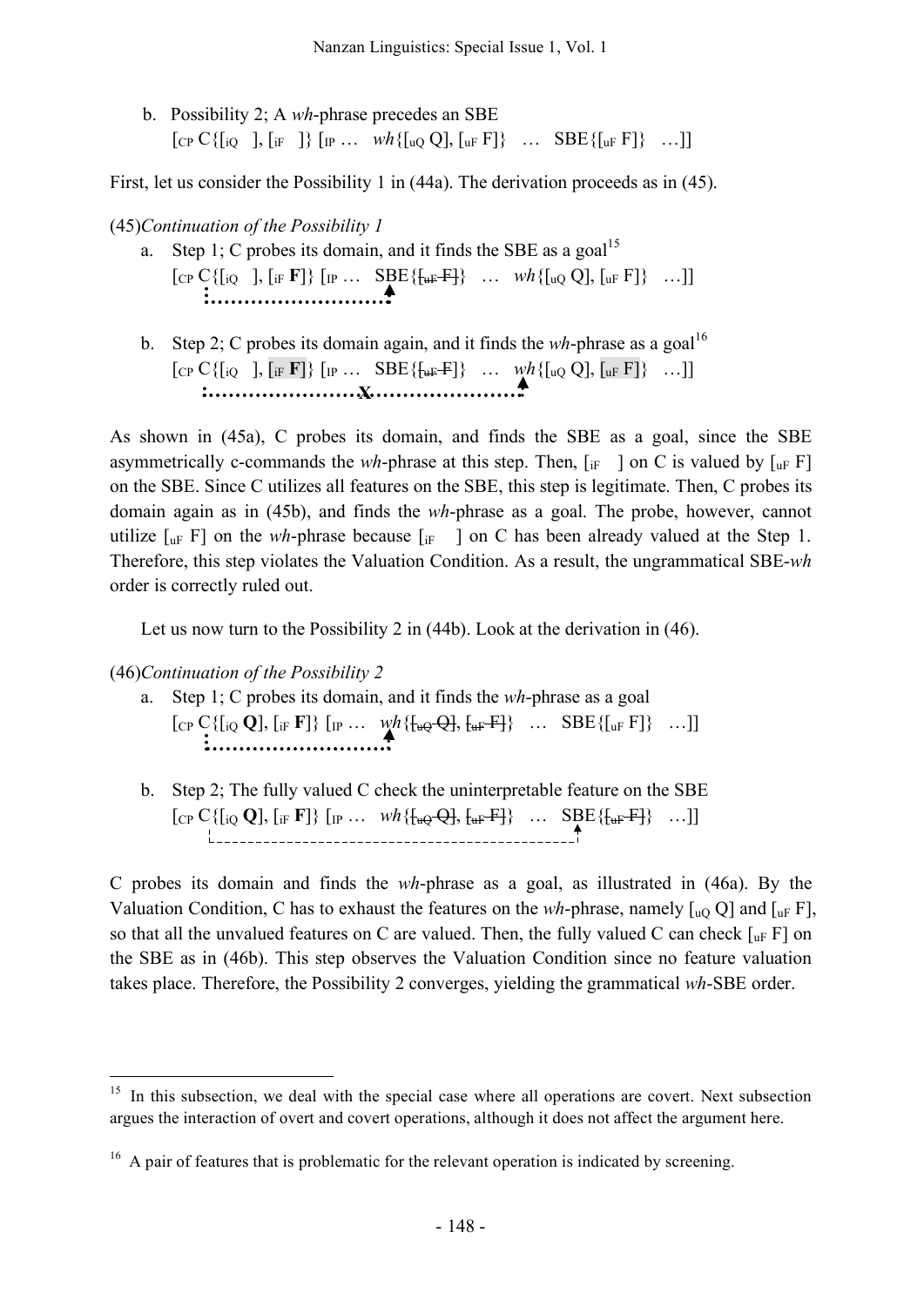b. Possibility 2; A *wh*-phrase precedes an SBE
   [$_{CP}$ C{[$_{iQ}$ ], [$_{iF}$ ]} [$_{IP}$ … *wh*{[$_{uQ}$ Q], [$_{uF}$ F]} … SBE{[$_{uF}$ F]} …]]

First, let us consider the Possibility 1 in (44a). The derivation proceeds as in (45).

(45) *Continuation of the Possibility 1*

a. Step 1; C probes its domain, and it finds the SBE as a goal[15]
   [$_{CP}$ C{[$_{iQ}$ ], [$_{iF}$ **F**]} [$_{IP}$ … SBE{~~[$_{uF}$ F]~~} … *wh*{[$_{uQ}$ Q], [$_{uF}$ F]} …]]

b. Step 2; C probes its domain again, and it finds the *wh*-phrase as a goal[16]
   [$_{CP}$ C{[$_{iQ}$ ], [$_{iF}$ **F**]} [$_{IP}$ … SBE{~~[$_{uF}$ F]~~} … *wh*{[$_{uQ}$ Q], [$_{uF}$ F]} …]]
   (**X**)

As shown in (45a), C probes its domain, and finds the SBE as a goal, since the SBE asymmetrically c-commands the *wh*-phrase at this step. Then, [$_{iF}$ ] on C is valued by [$_{uF}$ F] on the SBE. Since C utilizes all features on the SBE, this step is legitimate. Then, C probes its domain again as in (45b), and finds the *wh*-phrase as a goal. The probe, however, cannot utilize [$_{uF}$ F] on the *wh*-phrase because [$_{iF}$ ] on C has been already valued at the Step 1. Therefore, this step violates the Valuation Condition. As a result, the ungrammatical SBE-*wh* order is correctly ruled out.

Let us now turn to the Possibility 2 in (44b). Look at the derivation in (46).

(46) *Continuation of the Possibility 2*

a. Step 1; C probes its domain, and it finds the *wh*-phrase as a goal
   [$_{CP}$ C{[$_{iQ}$ **Q**], [$_{iF}$ **F**]} [$_{IP}$ … *wh*{~~[$_{uQ}$ Q]~~, ~~[$_{uF}$ F]~~} … SBE{[$_{uF}$ F]} …]]

b. Step 2; The fully valued C check the uninterpretable feature on the SBE
   [$_{CP}$ C{[$_{iQ}$ **Q**], [$_{iF}$ **F**]} [$_{IP}$ … *wh*{~~[$_{uQ}$ Q]~~, ~~[$_{uF}$ F]~~} … SBE{~~[$_{uF}$ F]~~} …]]

C probes its domain and finds the *wh*-phrase as a goal, as illustrated in (46a). By the Valuation Condition, C has to exhaust the features on the *wh*-phrase, namely [$_{uQ}$ Q] and [$_{uF}$ F], so that all the unvalued features on C are valued. Then, the fully valued C can check [$_{uF}$ F] on the SBE as in (46b). This step observes the Valuation Condition since no feature valuation takes place. Therefore, the Possibility 2 converges, yielding the grammatical *wh*-SBE order.

---

[15] In this subsection, we deal with the special case where all operations are covert. Next subsection argues the interaction of overt and covert operations, although it does not affect the argument here.

[16] A pair of features that is problematic for the relevant operation is indicated by screening.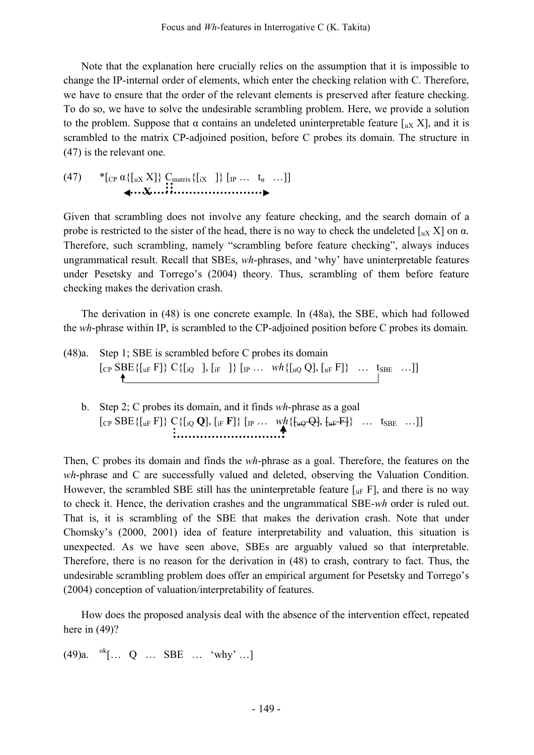Note that the explanation here crucially relies on the assumption that it is impossible to change the IP-internal order of elements, which enter the checking relation with C. Therefore, we have to ensure that the order of the relevant elements is preserved after feature checking. To do so, we have to solve the undesirable scrambling problem. Here, we provide a solution to the problem. Suppose that α contains an undeleted uninterpretable feature $[_{uX}$ X], and it is scrambled to the matrix CP-adjoined position, before C probes its domain. The structure in (47) is the relevant one.

(47) $*[_{CP}$ α{$[_{uX}$ X]} $C_{matrix}${$[_{iX}$ ]} $[_{IP}$ … $t_α$ …]]

Given that scrambling does not involve any feature checking, and the search domain of a probe is restricted to the sister of the head, there is no way to check the undeleted $[_{uX}$ X] on α. Therefore, such scrambling, namely "scrambling before feature checking", always induces ungrammatical result. Recall that SBEs, *wh*-phrases, and 'why' have uninterpretable features under Pesetsky and Torrego's (2004) theory. Thus, scrambling of them before feature checking makes the derivation crash.

The derivation in (48) is one concrete example. In (48a), the SBE, which had followed the *wh*-phrase within IP, is scrambled to the CP-adjoined position before C probes its domain.

(48)a. Step 1; SBE is scrambled before C probes its domain
$[_{CP}$ SBE{$[_{uF}$ F]} C{$[_{iQ}$ ], $[_{iF}$ ]} $[_{IP}$ … *wh*{$[_{uQ}$ Q], $[_{uF}$ F]} … $t_{SBE}$ …]]

b. Step 2; C probes its domain, and it finds *wh*-phrase as a goal
$[_{CP}$ SBE{$[_{uF}$ F]} C{$[_{iQ}$ **Q**], $[_{iF}$ **F**]} $[_{IP}$ … *wh*{~~$[_{uQ}$ Q]~~, ~~$[_{uF}$ F]~~} … $t_{SBE}$ …]]

Then, C probes its domain and finds the *wh*-phrase as a goal. Therefore, the features on the *wh*-phrase and C are successfully valued and deleted, observing the Valuation Condition. However, the scrambled SBE still has the uninterpretable feature $[_{uF}$ F], and there is no way to check it. Hence, the derivation crashes and the ungrammatical SBE-*wh* order is ruled out. That is, it is scrambling of the SBE that makes the derivation crash. Note that under Chomsky's (2000, 2001) idea of feature interpretability and valuation, this situation is unexpected. As we have seen above, SBEs are arguably valued so that interpretable. Therefore, there is no reason for the derivation in (48) to crash, contrary to fact. Thus, the undesirable scrambling problem does offer an empirical argument for Pesetsky and Torrego's (2004) conception of valuation/interpretability of features.

How does the proposed analysis deal with the absence of the intervention effect, repeated here in (49)?

(49)a. $^{ok}$[… Q … SBE … 'why' …]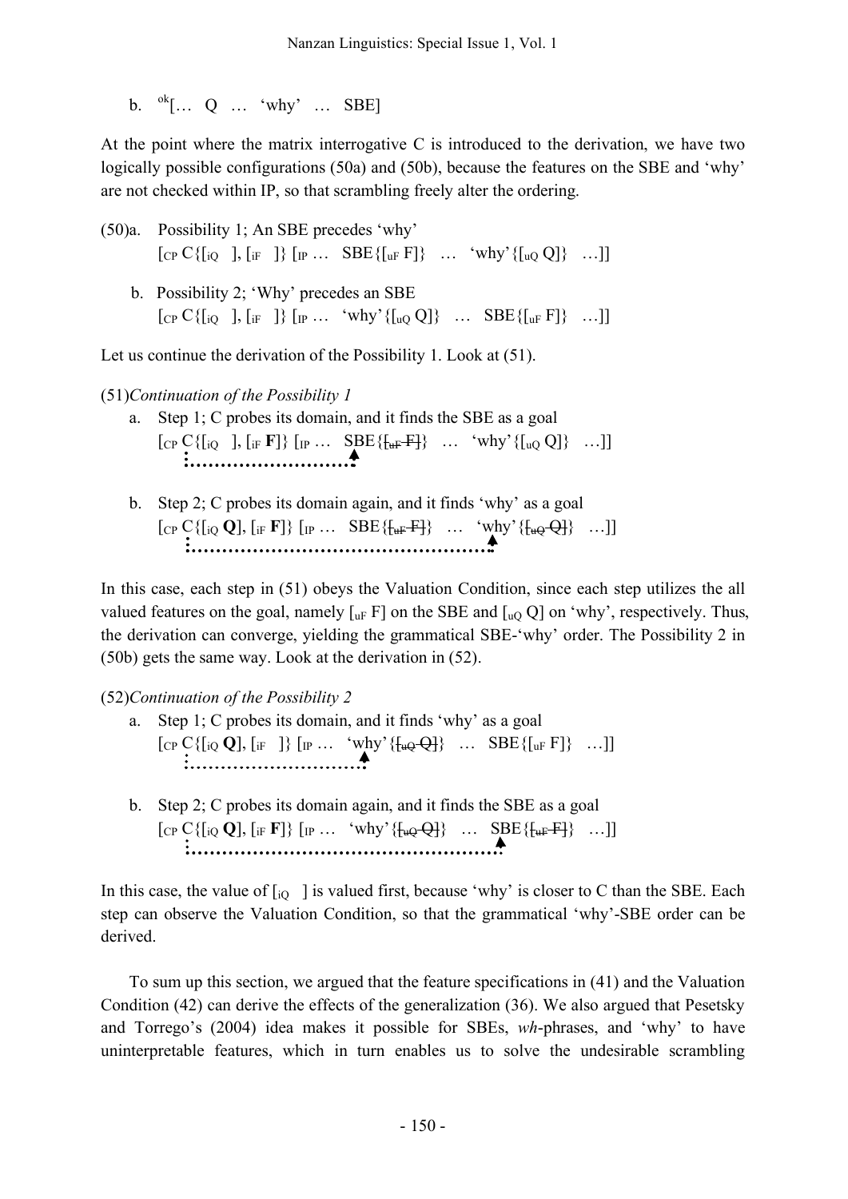b. $^{ok}$[… Q … 'why' … SBE]

At the point where the matrix interrogative C is introduced to the derivation, we have two logically possible configurations (50a) and (50b), because the features on the SBE and 'why' are not checked within IP, so that scrambling freely alter the ordering.

(50)a. Possibility 1; An SBE precedes 'why'
[$_{CP}$ C{[$_{iQ}$ ], [$_{iF}$ ]} [$_{IP}$ … SBE{[$_{uF}$ F]} … 'why'{[$_{uQ}$ Q]} …]]

b. Possibility 2; 'Why' precedes an SBE
[$_{CP}$ C{[$_{iQ}$ ], [$_{iF}$ ]} [$_{IP}$ … 'why'{[$_{uQ}$ Q]} … SBE{[$_{uF}$ F]} …]]

Let us continue the derivation of the Possibility 1. Look at (51).

(51)*Continuation of the Possibility 1*

a. Step 1; C probes its domain, and it finds the SBE as a goal
[$_{CP}$ C{[$_{iQ}$ ], [$_{iF}$ **F**]} [$_{IP}$ … SBE{~~[$_{uF}$ F]~~} … 'why'{[$_{uQ}$ Q]} …]]

b. Step 2; C probes its domain again, and it finds 'why' as a goal
[$_{CP}$ C{[$_{iQ}$ **Q**], [$_{iF}$ **F**]} [$_{IP}$ … SBE{~~[$_{uF}$ F]~~} … 'why'{~~[$_{uQ}$ Q]~~} …]]

In this case, each step in (51) obeys the Valuation Condition, since each step utilizes the all valued features on the goal, namely [$_{uF}$ F] on the SBE and [$_{uQ}$ Q] on 'why', respectively. Thus, the derivation can converge, yielding the grammatical SBE-'why' order. The Possibility 2 in (50b) gets the same way. Look at the derivation in (52).

(52)*Continuation of the Possibility 2*

a. Step 1; C probes its domain, and it finds 'why' as a goal
[$_{CP}$ C{[$_{iQ}$ **Q**], [$_{iF}$ ]} [$_{IP}$ … 'why'{~~[$_{uQ}$ Q]~~} … SBE{[$_{uF}$ F]} …]]

b. Step 2; C probes its domain again, and it finds the SBE as a goal
[$_{CP}$ C{[$_{iQ}$ **Q**], [$_{iF}$ **F**]} [$_{IP}$ … 'why'{~~[$_{uQ}$ Q]~~} … SBE{~~[$_{uF}$ F]~~} …]]

In this case, the value of [$_{iQ}$ ] is valued first, because 'why' is closer to C than the SBE. Each step can observe the Valuation Condition, so that the grammatical 'why'-SBE order can be derived.

To sum up this section, we argued that the feature specifications in (41) and the Valuation Condition (42) can derive the effects of the generalization (36). We also argued that Pesetsky and Torrego's (2004) idea makes it possible for SBEs, *wh*-phrases, and 'why' to have uninterpretable features, which in turn enables us to solve the undesirable scrambling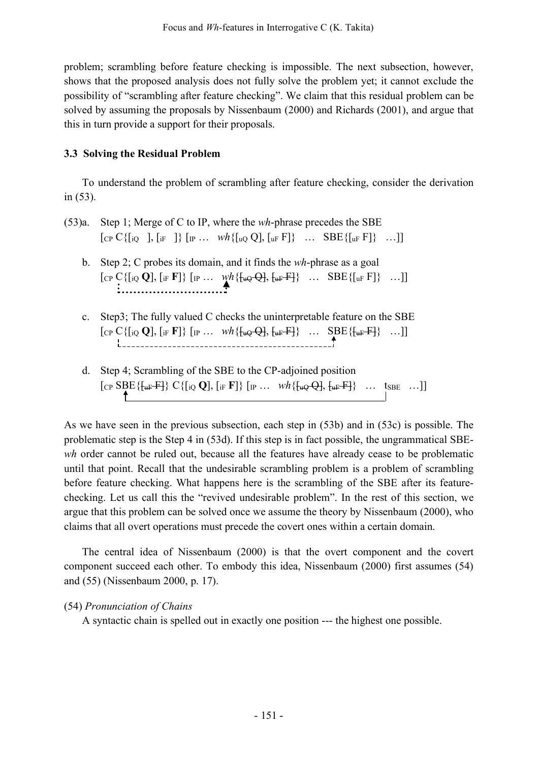problem; scrambling before feature checking is impossible. The next subsection, however, shows that the proposed analysis does not fully solve the problem yet; it cannot exclude the possibility of "scrambling after feature checking". We claim that this residual problem can be solved by assuming the proposals by Nissenbaum (2000) and Richards (2001), and argue that this in turn provide a support for their proposals.

### 3.3 Solving the Residual Problem

To understand the problem of scrambling after feature checking, consider the derivation in (53).

(53) a. Step 1; Merge of C to IP, where the *wh*-phrase precedes the SBE
$[_{CP}$ C{[$_{iQ}$ ], [$_{iF}$ ]} $[_{IP}$ … *wh*{[$_{uQ}$ Q], [$_{uF}$ F]} … SBE{[$_{uF}$ F]} …]]

b. Step 2; C probes its domain, and it finds the *wh*-phrase as a goal
$[_{CP}$ C{[$_{iQ}$ **Q**], [$_{iF}$ **F**]} $[_{IP}$ … *wh*{~~[$_{uQ}$ Q]~~, ~~[$_{uF}$ F]~~} … SBE{[$_{uF}$ F]} …]]

c. Step3; The fully valued C checks the uninterpretable feature on the SBE
$[_{CP}$ C{[$_{iQ}$ **Q**], [$_{iF}$ **F**]} $[_{IP}$ … *wh*{~~[$_{uQ}$ Q]~~, ~~[$_{uF}$ F]~~} … SBE{~~[$_{uF}$ F]~~} …]]

d. Step 4; Scrambling of the SBE to the CP-adjoined position
$[_{CP}$ SBE{~~[$_{uF}$ F]~~} C{[$_{iQ}$ **Q**], [$_{iF}$ **F**]} $[_{IP}$ … *wh*{~~[$_{uQ}$ Q]~~, ~~[$_{uF}$ F]~~} … $t_{SBE}$ …]]

As we have seen in the previous subsection, each step in (53b) and in (53c) is possible. The problematic step is the Step 4 in (53d). If this step is in fact possible, the ungrammatical SBE-*wh* order cannot be ruled out, because all the features have already cease to be problematic until that point. Recall that the undesirable scrambling problem is a problem of scrambling before feature checking. What happens here is the scrambling of the SBE after its feature-checking. Let us call this the "revived undesirable problem". In the rest of this section, we argue that this problem can be solved once we assume the theory by Nissenbaum (2000), who claims that all overt operations must precede the covert ones within a certain domain.

The central idea of Nissenbaum (2000) is that the overt component and the covert component succeed each other. To embody this idea, Nissenbaum (2000) first assumes (54) and (55) (Nissenbaum 2000, p. 17).

(54) *Pronunciation of Chains*
A syntactic chain is spelled out in exactly one position --- the highest one possible.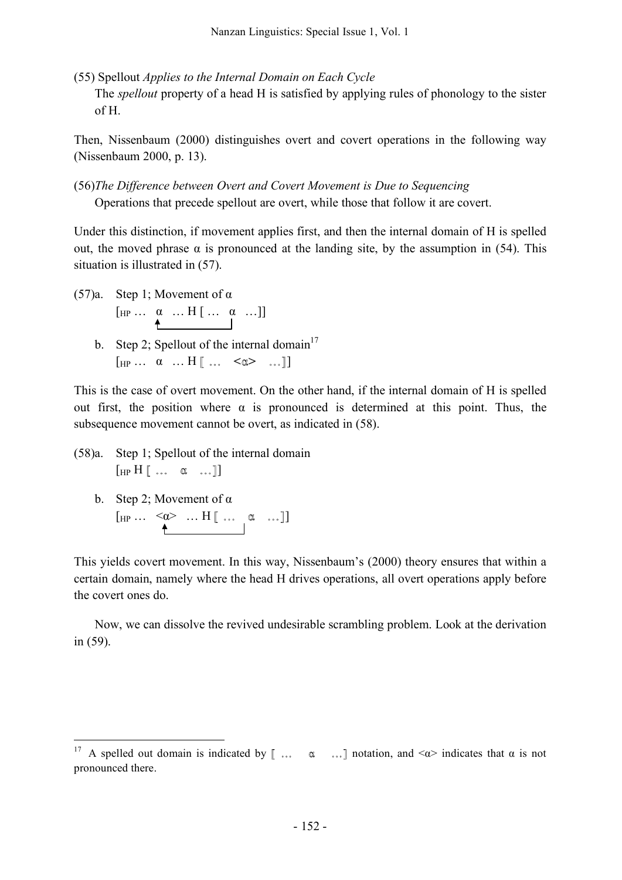(55) Spellout *Applies to the Internal Domain on Each Cycle*
The *spellout* property of a head H is satisfied by applying rules of phonology to the sister of H.

Then, Nissenbaum (2000) distinguishes overt and covert operations in the following way (Nissenbaum 2000, p. 13).

(56)*The Difference between Overt and Covert Movement is Due to Sequencing*
Operations that precede spellout are overt, while those that follow it are covert.

Under this distinction, if movement applies first, and then the internal domain of H is spelled out, the moved phrase α is pronounced at the landing site, by the assumption in (54). This situation is illustrated in (57).

(57)a. Step 1; Movement of α
[$_{HP}$ … α … H [ … α …]]

b. Step 2; Spellout of the internal domain[17]
[$_{HP}$ … α … H 〚 … <α> … 〛]

This is the case of overt movement. On the other hand, if the internal domain of H is spelled out first, the position where α is pronounced is determined at this point. Thus, the subsequence movement cannot be overt, as indicated in (58).

(58)a. Step 1; Spellout of the internal domain
[$_{HP}$ H 〚 … α … 〛]

b. Step 2; Movement of α
[$_{HP}$ … <α> … H 〚 … α … 〛]

This yields covert movement. In this way, Nissenbaum's (2000) theory ensures that within a certain domain, namely where the head H drives operations, all overt operations apply before the covert ones do.

Now, we can dissolve the revived undesirable scrambling problem. Look at the derivation in (59).

[17] A spelled out domain is indicated by 〚 … α … 〛 notation, and <α> indicates that α is not pronounced there.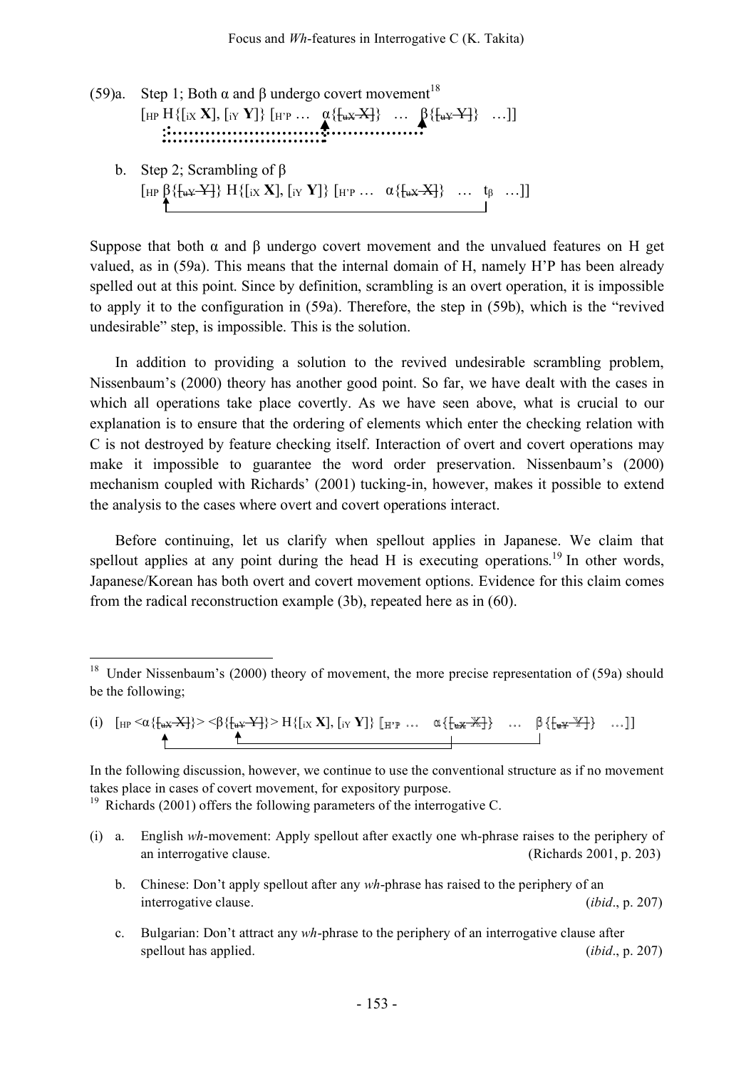(59)a. Step 1; Both α and β undergo covert movement[18]

[HP H{[iX **X**], [iY **Y**]} [H'P … α{~~[uX X]~~} … β{~~[uY Y]~~} …]]

b. Step 2; Scrambling of β

[HP β{~~[uY Y]~~} H{[iX **X**], [iY **Y**]} [H'P … α{~~[uX X]~~} … $t_\beta$ …]]

Suppose that both α and β undergo covert movement and the unvalued features on H get valued, as in (59a). This means that the internal domain of H, namely H'P has been already spelled out at this point. Since by definition, scrambling is an overt operation, it is impossible to apply it to the configuration in (59a). Therefore, the step in (59b), which is the "revived undesirable" step, is impossible. This is the solution.

In addition to providing a solution to the revived undesirable scrambling problem, Nissenbaum's (2000) theory has another good point. So far, we have dealt with the cases in which all operations take place covertly. As we have seen above, what is crucial to our explanation is to ensure that the ordering of elements which enter the checking relation with C is not destroyed by feature checking itself. Interaction of overt and covert operations may make it impossible to guarantee the word order preservation. Nissenbaum's (2000) mechanism coupled with Richards' (2001) tucking-in, however, makes it possible to extend the analysis to the cases where overt and covert operations interact.

Before continuing, let us clarify when spellout applies in Japanese. We claim that spellout applies at any point during the head H is executing operations.[19] In other words, Japanese/Korean has both overt and covert movement options. Evidence for this claim comes from the radical reconstruction example (3b), repeated here as in (60).

---

[18] Under Nissenbaum's (2000) theory of movement, the more precise representation of (59a) should be the following;

(i) [HP <α{~~[uX X]~~}> <β{~~[uY Y]~~}> H{[iX **X**], [iY **Y**]} ⟦H'P … α{~~[uX X]~~} … β{~~[uY Y]~~} …]]

In the following discussion, however, we continue to use the conventional structure as if no movement takes place in cases of covert movement, for expository purpose.

[19] Richards (2001) offers the following parameters of the interrogative C.

(i) a. English *wh*-movement: Apply spellout after exactly one wh-phrase raises to the periphery of an interrogative clause. (Richards 2001, p. 203)

b. Chinese: Don't apply spellout after any *wh*-phrase has raised to the periphery of an interrogative clause. (*ibid*., p. 207)

c. Bulgarian: Don't attract any *wh*-phrase to the periphery of an interrogative clause after spellout has applied. (*ibid*., p. 207)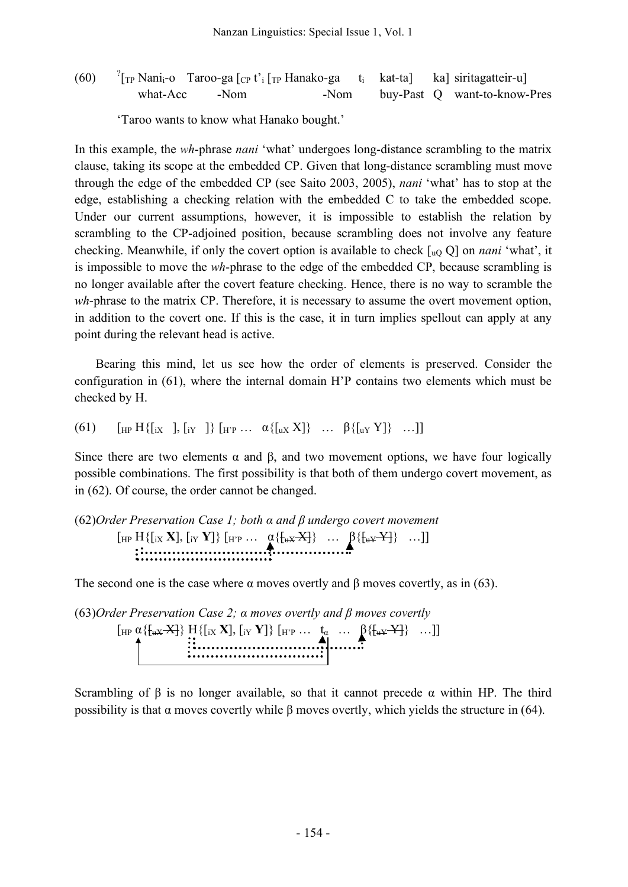(60) $^?$[$_{TP}$ Nani$_i$-o Taroo-ga [$_{CP}$ t'$_i$ [$_{TP}$ Hanako-ga t$_i$ kat-ta] ka] siritagatteir-u]
what-Acc -Nom -Nom buy-Past Q want-to-know-Pres

'Taroo wants to know what Hanako bought.'

In this example, the *wh*-phrase *nani* 'what' undergoes long-distance scrambling to the matrix clause, taking its scope at the embedded CP. Given that long-distance scrambling must move through the edge of the embedded CP (see Saito 2003, 2005), *nani* 'what' has to stop at the edge, establishing a checking relation with the embedded C to take the embedded scope. Under our current assumptions, however, it is impossible to establish the relation by scrambling to the CP-adjoined position, because scrambling does not involve any feature checking. Meanwhile, if only the covert option is available to check [$_{uQ}$ Q] on *nani* 'what', it is impossible to move the *wh*-phrase to the edge of the embedded CP, because scrambling is no longer available after the covert feature checking. Hence, there is no way to scramble the *wh*-phrase to the matrix CP. Therefore, it is necessary to assume the overt movement option, in addition to the covert one. If this is the case, it in turn implies spellout can apply at any point during the relevant head is active.

Bearing this mind, let us see how the order of elements is preserved. Consider the configuration in (61), where the internal domain H'P contains two elements which must be checked by H.

(61) [$_{HP}$ H{[$_{iX}$ ], [$_{iY}$ ]} [$_{H'P}$ … α{[$_{uX}$ X]} … β{[$_{uY}$ Y]} …]]

Since there are two elements α and β, and two movement options, we have four logically possible combinations. The first possibility is that both of them undergo covert movement, as in (62). Of course, the order cannot be changed.

(62) *Order Preservation Case 1; both α and β undergo covert movement*
[$_{HP}$ H{[$_{iX}$ **X**], [$_{iY}$ **Y**]} [$_{H'P}$ … α{~~[$_{uX}$ X]~~} … β{~~[$_{uY}$ Y]~~} …]]

The second one is the case where α moves overtly and β moves covertly, as in (63).

(63) *Order Preservation Case 2; α moves overtly and β moves covertly*
[$_{HP}$ α{~~[$_{uX}$ X]~~} H{[$_{iX}$ **X**], [$_{iY}$ **Y**]} [$_{H'P}$ … t$_α$ … β{~~[$_{uY}$ Y]~~} …]]

Scrambling of β is no longer available, so that it cannot precede α within HP. The third possibility is that α moves covertly while β moves overtly, which yields the structure in (64).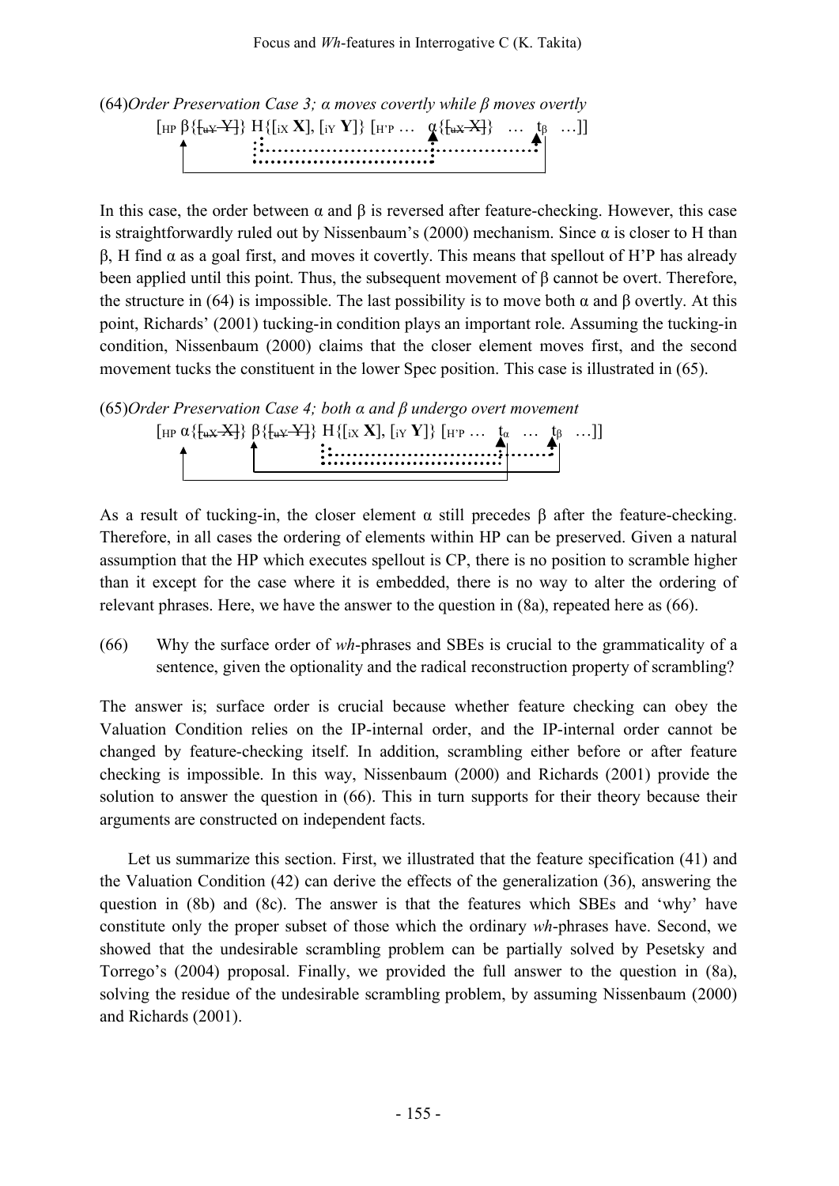(64)*Order Preservation Case 3; α moves covertly while β moves overtly*

[$_{\text{HP}}$ β{[~~uY Y~~]} H{[$_{\text{iX}}$ **X**], [$_{\text{iY}}$ **Y**]} [$_{\text{H'P}}$ … α{[~~uX X~~]} … $t_\beta$ …]]

In this case, the order between α and β is reversed after feature-checking. However, this case is straightforwardly ruled out by Nissenbaum's (2000) mechanism. Since α is closer to H than β, H find α as a goal first, and moves it covertly. This means that spellout of H'P has already been applied until this point. Thus, the subsequent movement of β cannot be overt. Therefore, the structure in (64) is impossible. The last possibility is to move both α and β overtly. At this point, Richards' (2001) tucking-in condition plays an important role. Assuming the tucking-in condition, Nissenbaum (2000) claims that the closer element moves first, and the second movement tucks the constituent in the lower Spec position. This case is illustrated in (65).

(65)*Order Preservation Case 4; both α and β undergo overt movement*

[$_{\text{HP}}$ α{[~~uX X~~]} β{[~~uY Y~~]} H{[$_{\text{iX}}$ **X**], [$_{\text{iY}}$ **Y**]} [$_{\text{H'P}}$ … $t_\alpha$ … $t_\beta$ …]]

As a result of tucking-in, the closer element α still precedes β after the feature-checking. Therefore, in all cases the ordering of elements within HP can be preserved. Given a natural assumption that the HP which executes spellout is CP, there is no position to scramble higher than it except for the case where it is embedded, there is no way to alter the ordering of relevant phrases. Here, we have the answer to the question in (8a), repeated here as (66).

(66) Why the surface order of *wh*-phrases and SBEs is crucial to the grammaticality of a sentence, given the optionality and the radical reconstruction property of scrambling?

The answer is; surface order is crucial because whether feature checking can obey the Valuation Condition relies on the IP-internal order, and the IP-internal order cannot be changed by feature-checking itself. In addition, scrambling either before or after feature checking is impossible. In this way, Nissenbaum (2000) and Richards (2001) provide the solution to answer the question in (66). This in turn supports for their theory because their arguments are constructed on independent facts.

Let us summarize this section. First, we illustrated that the feature specification (41) and the Valuation Condition (42) can derive the effects of the generalization (36), answering the question in (8b) and (8c). The answer is that the features which SBEs and 'why' have constitute only the proper subset of those which the ordinary *wh*-phrases have. Second, we showed that the undesirable scrambling problem can be partially solved by Pesetsky and Torrego's (2004) proposal. Finally, we provided the full answer to the question in (8a), solving the residue of the undesirable scrambling problem, by assuming Nissenbaum (2000) and Richards (2001).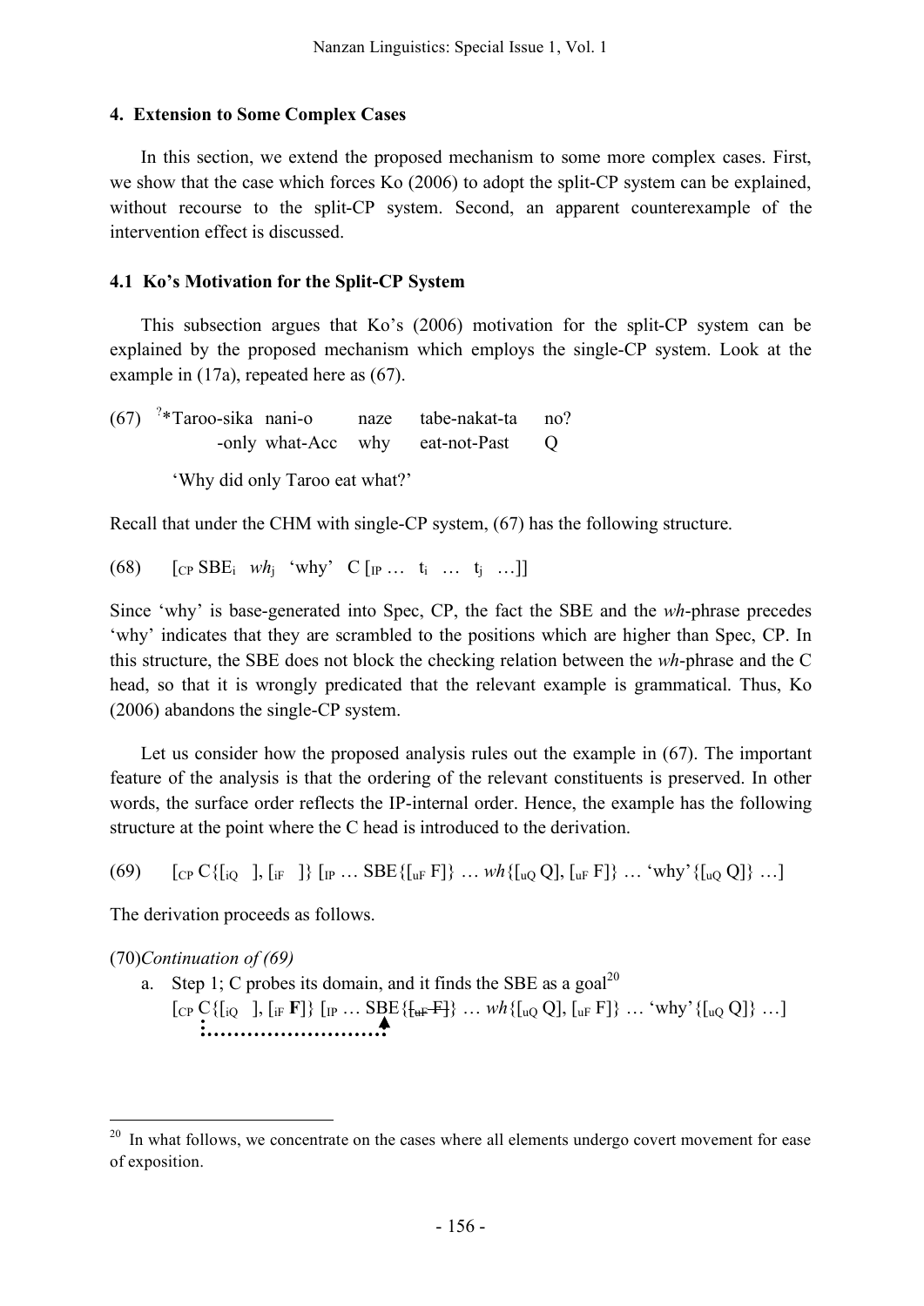## 4. Extension to Some Complex Cases

In this section, we extend the proposed mechanism to some more complex cases. First, we show that the case which forces Ko (2006) to adopt the split-CP system can be explained, without recourse to the split-CP system. Second, an apparent counterexample of the intervention effect is discussed.

### 4.1 Ko's Motivation for the Split-CP System

This subsection argues that Ko's (2006) motivation for the split-CP system can be explained by the proposed mechanism which employs the single-CP system. Look at the example in (17a), repeated here as (67).

(67) ?*Taroo-sika nani-o naze tabe-nakat-ta no?
    -only what-Acc why eat-not-Past Q

'Why did only Taroo eat what?'

Recall that under the CHM with single-CP system, (67) has the following structure.

(68) $[_{CP}$ SBE$_i$ *wh*$_j$ 'why' C $[_{IP}$ … $t_i$ … $t_j$ …]]

Since 'why' is base-generated into Spec, CP, the fact the SBE and the *wh*-phrase precedes 'why' indicates that they are scrambled to the positions which are higher than Spec, CP. In this structure, the SBE does not block the checking relation between the *wh*-phrase and the C head, so that it is wrongly predicated that the relevant example is grammatical. Thus, Ko (2006) abandons the single-CP system.

Let us consider how the proposed analysis rules out the example in (67). The important feature of the analysis is that the ordering of the relevant constituents is preserved. In other words, the surface order reflects the IP-internal order. Hence, the example has the following structure at the point where the C head is introduced to the derivation.

(69) $[_{CP}$ C{$[_{iQ}$ ], $[_{iF}$ ]} $[_{IP}$ … SBE{$[_{uF}$ F]} … *wh*{$[_{uQ}$ Q], $[_{uF}$ F]} … 'why'{$[_{uQ}$ Q]} …]

The derivation proceeds as follows.

(70) *Continuation of (69)*

a. Step 1; C probes its domain, and it finds the SBE as a goal[20]
   $[_{CP}$ C{$[_{iQ}$ ], $[_{iF}$ **F**]} $[_{IP}$ … SBE{~~$[_{uF}$ F]~~} … *wh*{$[_{uQ}$ Q], $[_{uF}$ F]} … 'why'{$[_{uQ}$ Q]} …]

[20] In what follows, we concentrate on the cases where all elements undergo covert movement for ease of exposition.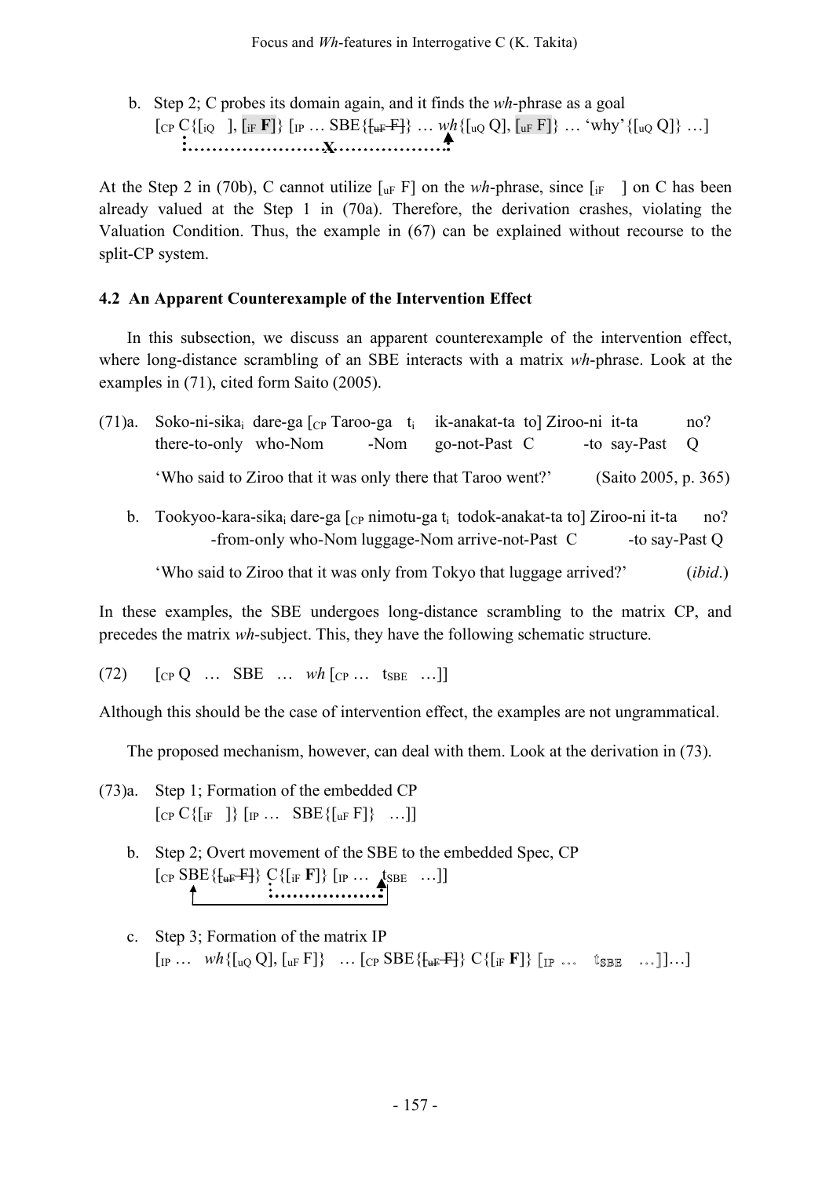b. Step 2; C probes its domain again, and it finds the *wh*-phrase as a goal

[$_{CP}$ C{[$_{iQ}$ ], [$_{iF}$ **F**]} [$_{IP}$ … SBE{~~[$_{uF}$ F]~~} … *wh*{[$_{uQ}$ Q], [$_{uF}$ F]} … 'why'{[$_{uQ}$ Q]} …]

At the Step 2 in (70b), C cannot utilize [$_{uF}$ F] on the *wh*-phrase, since [$_{iF}$ ] on C has been already valued at the Step 1 in (70a). Therefore, the derivation crashes, violating the Valuation Condition. Thus, the example in (67) can be explained without recourse to the split-CP system.

### 4.2 An Apparent Counterexample of the Intervention Effect

In this subsection, we discuss an apparent counterexample of the intervention effect, where long-distance scrambling of an SBE interacts with a matrix *wh*-phrase. Look at the examples in (71), cited form Saito (2005).

(71)a. Soko-ni-sika$_i$ dare-ga [$_{CP}$ Taroo-ga t$_i$ ik-anakat-ta to] Ziroo-ni it-ta no?
there-to-only who-Nom -Nom go-not-Past C -to say-Past Q

'Who said to Ziroo that it was only there that Taroo went?' (Saito 2005, p. 365)

b. Tookyoo-kara-sika$_i$ dare-ga [$_{CP}$ nimotu-ga t$_i$ todok-anakat-ta to] Ziroo-ni it-ta no?
-from-only who-Nom luggage-Nom arrive-not-Past C -to say-Past Q

'Who said to Ziroo that it was only from Tokyo that luggage arrived?' (*ibid.*)

In these examples, the SBE undergoes long-distance scrambling to the matrix CP, and precedes the matrix *wh*-subject. This, they have the following schematic structure.

(72) [$_{CP}$ Q … SBE … *wh* [$_{CP}$ … t$_{SBE}$ …]]

Although this should be the case of intervention effect, the examples are not ungrammatical.

The proposed mechanism, however, can deal with them. Look at the derivation in (73).

(73)a. Step 1; Formation of the embedded CP
[$_{CP}$ C{[$_{iF}$ ]} [$_{IP}$ … SBE{[$_{uF}$ F]} …]]

b. Step 2; Overt movement of the SBE to the embedded Spec, CP
[$_{CP}$ SBE{~~[$_{uF}$ F]~~} C{[$_{iF}$ **F**]} [$_{IP}$ … t$_{SBE}$ …]]

c. Step 3; Formation of the matrix IP
[$_{IP}$ … *wh*{[$_{uQ}$ Q], [$_{uF}$ F]} … [$_{CP}$ SBE{~~[$_{uF}$ F]~~} C{[$_{iF}$ **F**]} [$_{IP}$ … t$_{SBE}$ …]]…]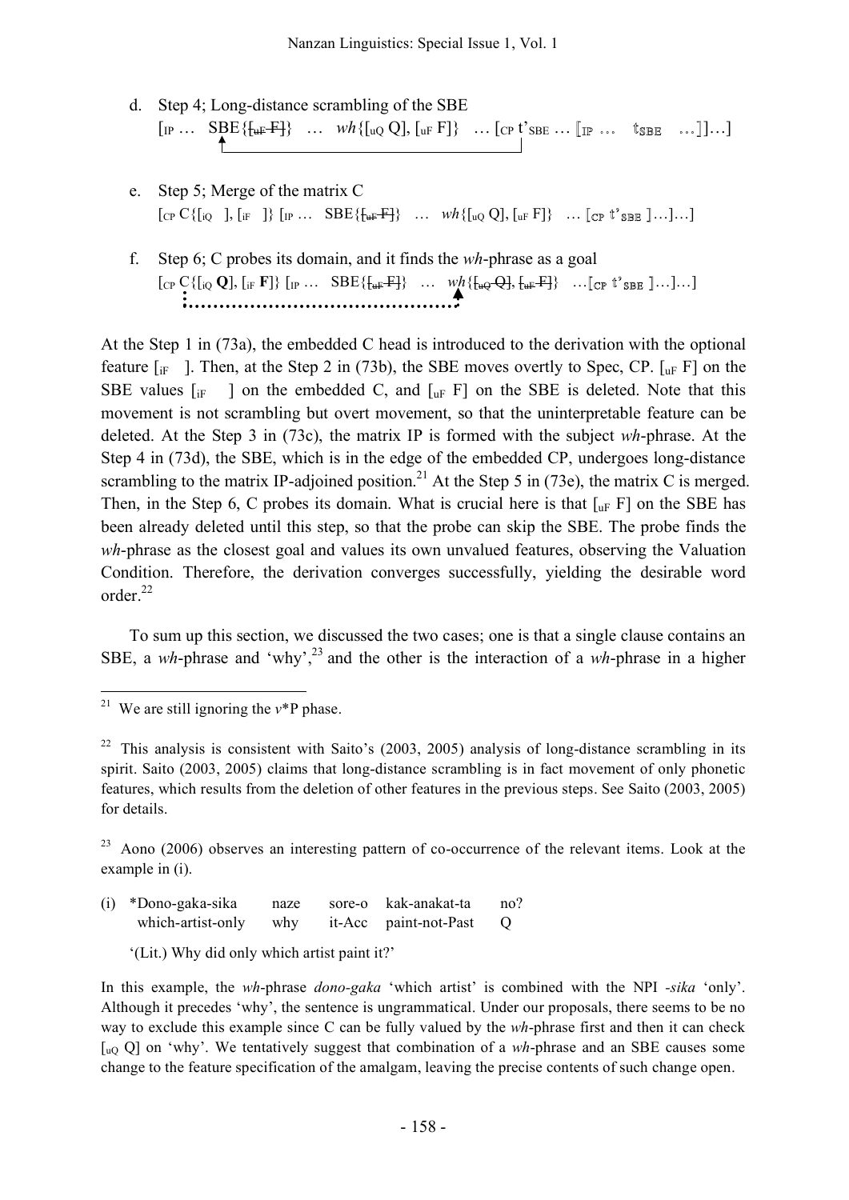d. Step 4; Long-distance scrambling of the SBE

[$_{IP}$ … SBE{~~[$_{uF}$ F]~~} … *wh*{[$_{uQ}$ Q], [$_{uF}$ F]} … [$_{CP}$ t'$_{SBE}$ … [$_{IP}$ … t$_{SBE}$ …]]…]

e. Step 5; Merge of the matrix C

[$_{CP}$ C{[$_{iQ}$ ], [$_{iF}$ ]} [$_{IP}$ … SBE{~~[$_{uF}$ F]~~} … *wh*{[$_{uQ}$ Q], [$_{uF}$ F]} … [$_{CP}$ t'$_{SBE}$ ]…]…]

f. Step 6; C probes its domain, and it finds the *wh*-phrase as a goal

[$_{CP}$ C{[$_{iQ}$ **Q**], [$_{iF}$ **F**]} [$_{IP}$ … SBE{~~[$_{uF}$ F]~~} … *wh*{~~[$_{uQ}$ Q]~~, ~~[$_{uF}$ F]~~} …[$_{CP}$ t'$_{SBE}$ ]…]…]

At the Step 1 in (73a), the embedded C head is introduced to the derivation with the optional feature [$_{iF}$ ]. Then, at the Step 2 in (73b), the SBE moves overtly to Spec, CP. [$_{uF}$ F] on the SBE values [$_{iF}$ ] on the embedded C, and [$_{uF}$ F] on the SBE is deleted. Note that this movement is not scrambling but overt movement, so that the uninterpretable feature can be deleted. At the Step 3 in (73c), the matrix IP is formed with the subject *wh*-phrase. At the Step 4 in (73d), the SBE, which is in the edge of the embedded CP, undergoes long-distance scrambling to the matrix IP-adjoined position.[21] At the Step 5 in (73e), the matrix C is merged. Then, in the Step 6, C probes its domain. What is crucial here is that [$_{uF}$ F] on the SBE has been already deleted until this step, so that the probe can skip the SBE. The probe finds the *wh*-phrase as the closest goal and values its own unvalued features, observing the Valuation Condition. Therefore, the derivation converges successfully, yielding the desirable word order.[22]

To sum up this section, we discussed the two cases; one is that a single clause contains an SBE, a *wh*-phrase and 'why',[23] and the other is the interaction of a *wh*-phrase in a higher

---

[21] We are still ignoring the *v*\*P phase.

[22] This analysis is consistent with Saito's (2003, 2005) analysis of long-distance scrambling in its spirit. Saito (2003, 2005) claims that long-distance scrambling is in fact movement of only phonetic features, which results from the deletion of other features in the previous steps. See Saito (2003, 2005) for details.

[23] Aono (2006) observes an interesting pattern of co-occurrence of the relevant items. Look at the example in (i).

(i) \*Dono-gaka-sika naze sore-o kak-anakat-ta no?
which-artist-only why it-Acc paint-not-Past Q

'(Lit.) Why did only which artist paint it?'

In this example, the *wh*-phrase *dono-gaka* 'which artist' is combined with the NPI *-sika* 'only'. Although it precedes 'why', the sentence is ungrammatical. Under our proposals, there seems to be no way to exclude this example since C can be fully valued by the *wh*-phrase first and then it can check [$_{uQ}$ Q] on 'why'. We tentatively suggest that combination of a *wh*-phrase and an SBE causes some change to the feature specification of the amalgam, leaving the precise contents of such change open.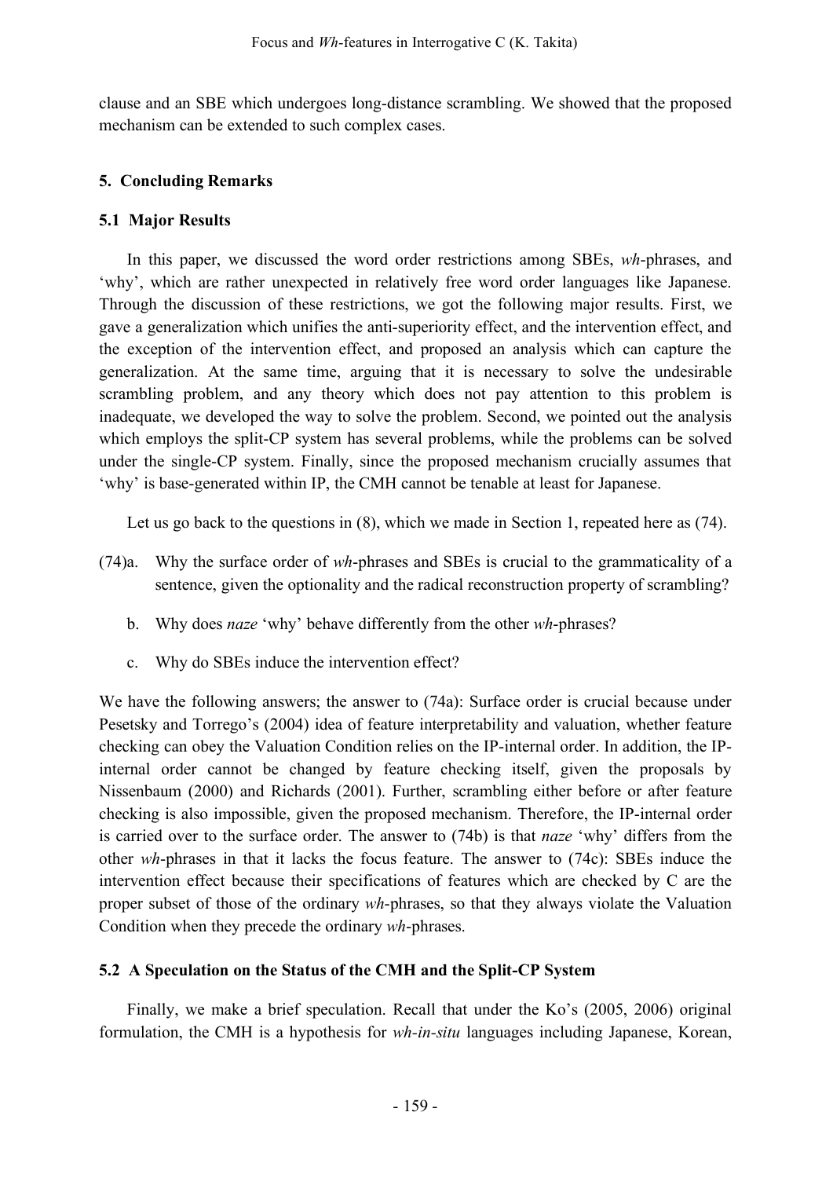clause and an SBE which undergoes long-distance scrambling. We showed that the proposed mechanism can be extended to such complex cases.

## 5. Concluding Remarks

### 5.1 Major Results

In this paper, we discussed the word order restrictions among SBEs, *wh*-phrases, and 'why', which are rather unexpected in relatively free word order languages like Japanese. Through the discussion of these restrictions, we got the following major results. First, we gave a generalization which unifies the anti-superiority effect, and the intervention effect, and the exception of the intervention effect, and proposed an analysis which can capture the generalization. At the same time, arguing that it is necessary to solve the undesirable scrambling problem, and any theory which does not pay attention to this problem is inadequate, we developed the way to solve the problem. Second, we pointed out the analysis which employs the split-CP system has several problems, while the problems can be solved under the single-CP system. Finally, since the proposed mechanism crucially assumes that 'why' is base-generated within IP, the CMH cannot be tenable at least for Japanese.

Let us go back to the questions in (8), which we made in Section 1, repeated here as (74).

(74) a. Why the surface order of *wh*-phrases and SBEs is crucial to the grammaticality of a sentence, given the optionality and the radical reconstruction property of scrambling?

b. Why does *naze* 'why' behave differently from the other *wh*-phrases?

c. Why do SBEs induce the intervention effect?

We have the following answers; the answer to (74a): Surface order is crucial because under Pesetsky and Torrego's (2004) idea of feature interpretability and valuation, whether feature checking can obey the Valuation Condition relies on the IP-internal order. In addition, the IP-internal order cannot be changed by feature checking itself, given the proposals by Nissenbaum (2000) and Richards (2001). Further, scrambling either before or after feature checking is also impossible, given the proposed mechanism. Therefore, the IP-internal order is carried over to the surface order. The answer to (74b) is that *naze* 'why' differs from the other *wh*-phrases in that it lacks the focus feature. The answer to (74c): SBEs induce the intervention effect because their specifications of features which are checked by C are the proper subset of those of the ordinary *wh*-phrases, so that they always violate the Valuation Condition when they precede the ordinary *wh*-phrases.

### 5.2 A Speculation on the Status of the CMH and the Split-CP System

Finally, we make a brief speculation. Recall that under the Ko's (2005, 2006) original formulation, the CMH is a hypothesis for *wh-in-situ* languages including Japanese, Korean,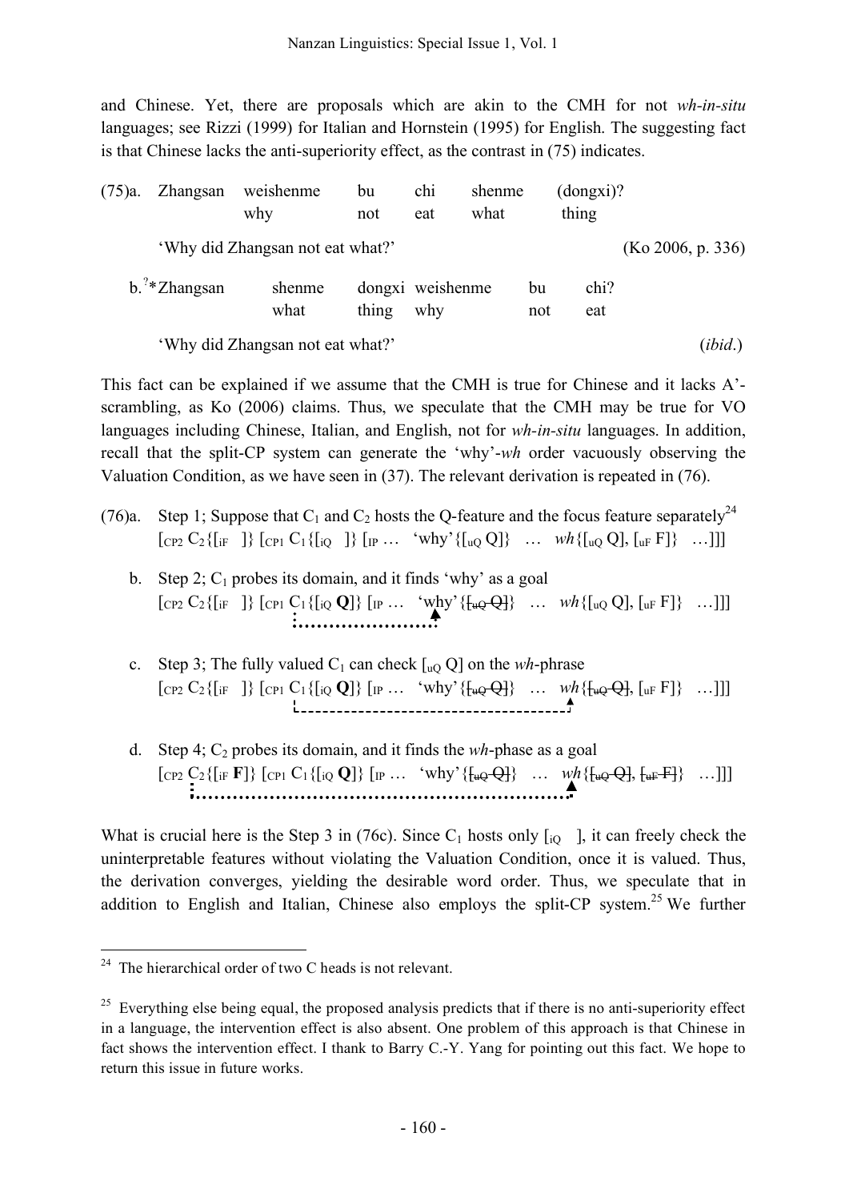and Chinese. Yet, there are proposals which are akin to the CMH for not *wh-in-situ* languages; see Rizzi (1999) for Italian and Hornstein (1995) for English. The suggesting fact is that Chinese lacks the anti-superiority effect, as the contrast in (75) indicates.

(75)a. Zhangsan weishenme bu chi shenme (dongxi)?
 why not eat what thing
 'Why did Zhangsan not eat what?' (Ko 2006, p. 336)

b. ?*Zhangsan shenme dongxi weishenme bu chi?
 what thing why not eat
 'Why did Zhangsan not eat what?' (*ibid*.)

This fact can be explained if we assume that the CMH is true for Chinese and it lacks A'-scrambling, as Ko (2006) claims. Thus, we speculate that the CMH may be true for VO languages including Chinese, Italian, and English, not for *wh-in-situ* languages. In addition, recall that the split-CP system can generate the 'why'-*wh* order vacuously observing the Valuation Condition, as we have seen in (37). The relevant derivation is repeated in (76).

(76)a. Step 1; Suppose that $C_1$ and $C_2$ hosts the Q-feature and the focus feature separately[24]
$[_{CP2}\ C_2\{[_{iF}\ \ ]\}\ [_{CP1}\ C_1\{[_{iQ}\ \ ]\}\ [_{IP} \ldots$ 'why'$\{[_{uQ}\ Q]\}\ \ldots\ wh\{[_{uQ}\ Q], [_{uF}\ F]\}\ \ldots]]]$

b. Step 2; $C_1$ probes its domain, and it finds 'why' as a goal
$[_{CP2}\ C_2\{[_{iF}\ \ ]\}\ [_{CP1}\ C_1\{[_{iQ}\ \mathbf{Q}]\}\ [_{IP} \ldots$ 'why'$\{\sout{[_{uQ}\ Q]}\}\ \ldots\ wh\{[_{uQ}\ Q], [_{uF}\ F]\}\ \ldots]]]$

c. Step 3; The fully valued $C_1$ can check $[_{uQ}\ Q]$ on the *wh*-phrase
$[_{CP2}\ C_2\{[_{iF}\ \ ]\}\ [_{CP1}\ C_1\{[_{iQ}\ \mathbf{Q}]\}\ [_{IP} \ldots$ 'why'$\{\sout{[_{uQ}\ Q]}\}\ \ldots\ wh\{\sout{[_{uQ}\ Q]}, [_{uF}\ F]\}\ \ldots]]]$

d. Step 4; $C_2$ probes its domain, and it finds the *wh*-phase as a goal
$[_{CP2}\ C_2\{[_{iF}\ \mathbf{F}]\}\ [_{CP1}\ C_1\{[_{iQ}\ \mathbf{Q}]\}\ [_{IP} \ldots$ 'why'$\{\sout{[_{uQ}\ Q]}\}\ \ldots\ wh\{\sout{[_{uQ}\ Q]}, \sout{[_{uF}\ F]}\}\ \ldots]]]$

What is crucial here is the Step 3 in (76c). Since $C_1$ hosts only $[_{iQ}\ \ ]$, it can freely check the uninterpretable features without violating the Valuation Condition, once it is valued. Thus, the derivation converges, yielding the desirable word order. Thus, we speculate that in addition to English and Italian, Chinese also employs the split-CP system.[25] We further

---

[24] The hierarchical order of two C heads is not relevant.

[25] Everything else being equal, the proposed analysis predicts that if there is no anti-superiority effect in a language, the intervention effect is also absent. One problem of this approach is that Chinese in fact shows the intervention effect. I thank to Barry C.-Y. Yang for pointing out this fact. We hope to return this issue in future works.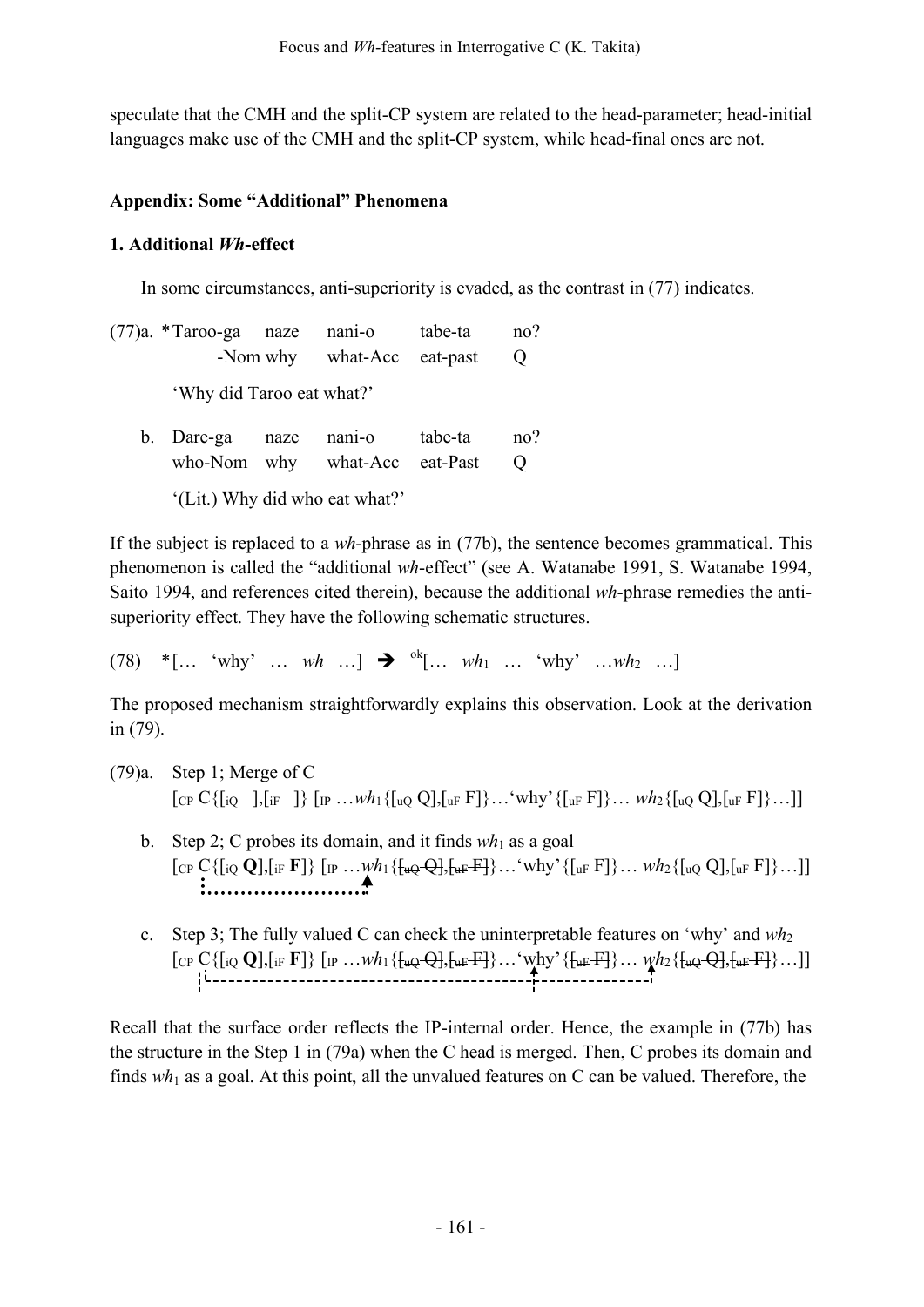speculate that the CMH and the split-CP system are related to the head-parameter; head-initial languages make use of the CMH and the split-CP system, while head-final ones are not.

## Appendix: Some "Additional" Phenomena

### 1. Additional *Wh*-effect

In some circumstances, anti-superiority is evaded, as the contrast in (77) indicates.

(77)a. *Taroo-ga naze nani-o tabe-ta no?
  -Nom why what-Acc eat-past Q
  'Why did Taroo eat what?'

b. Dare-ga naze nani-o tabe-ta no?
  who-Nom why what-Acc eat-Past Q
  '(Lit.) Why did who eat what?'

If the subject is replaced to a *wh*-phrase as in (77b), the sentence becomes grammatical. This phenomenon is called the "additional *wh*-effect" (see A. Watanabe 1991, S. Watanabe 1994, Saito 1994, and references cited therein), because the additional *wh*-phrase remedies the anti-superiority effect. They have the following schematic structures.

(78) *[… 'why' … *wh* …] ➔ $^{ok}$[… $wh_1$ … 'why' …$wh_2$ …]

The proposed mechanism straightforwardly explains this observation. Look at the derivation in (79).

(79)a. Step 1; Merge of C
  [$_{CP}$ C{[$_{iQ}$ ],[$_{iF}$ ]} [$_{IP}$ …$wh_1${[$_{uQ}$ Q],[$_{uF}$ F]}…'why'{[$_{uF}$ F]}… $wh_2${[$_{uQ}$ Q],[$_{uF}$ F]}…]]

b. Step 2; C probes its domain, and it finds $wh_1$ as a goal
  [$_{CP}$ C{[$_{iQ}$ **Q**],[$_{iF}$ **F**]} [$_{IP}$ …$wh_1${~~[$_{uQ}$ Q]~~,~~[$_{uF}$ F]~~}…'why'{[$_{uF}$ F]}… $wh_2${[$_{uQ}$ Q],[$_{uF}$ F]}…]]

c. Step 3; The fully valued C can check the uninterpretable features on 'why' and $wh_2$
  [$_{CP}$ C{[$_{iQ}$ **Q**],[$_{iF}$ **F**]} [$_{IP}$ …$wh_1${~~[$_{uQ}$ Q]~~,~~[$_{uF}$ F]~~}…'why'{~~[$_{uF}$ F]~~}… $wh_2${~~[$_{uQ}$ Q]~~,~~[$_{uF}$ F]~~}…]]

Recall that the surface order reflects the IP-internal order. Hence, the example in (77b) has the structure in the Step 1 in (79a) when the C head is merged. Then, C probes its domain and finds $wh_1$ as a goal. At this point, all the unvalued features on C can be valued. Therefore, the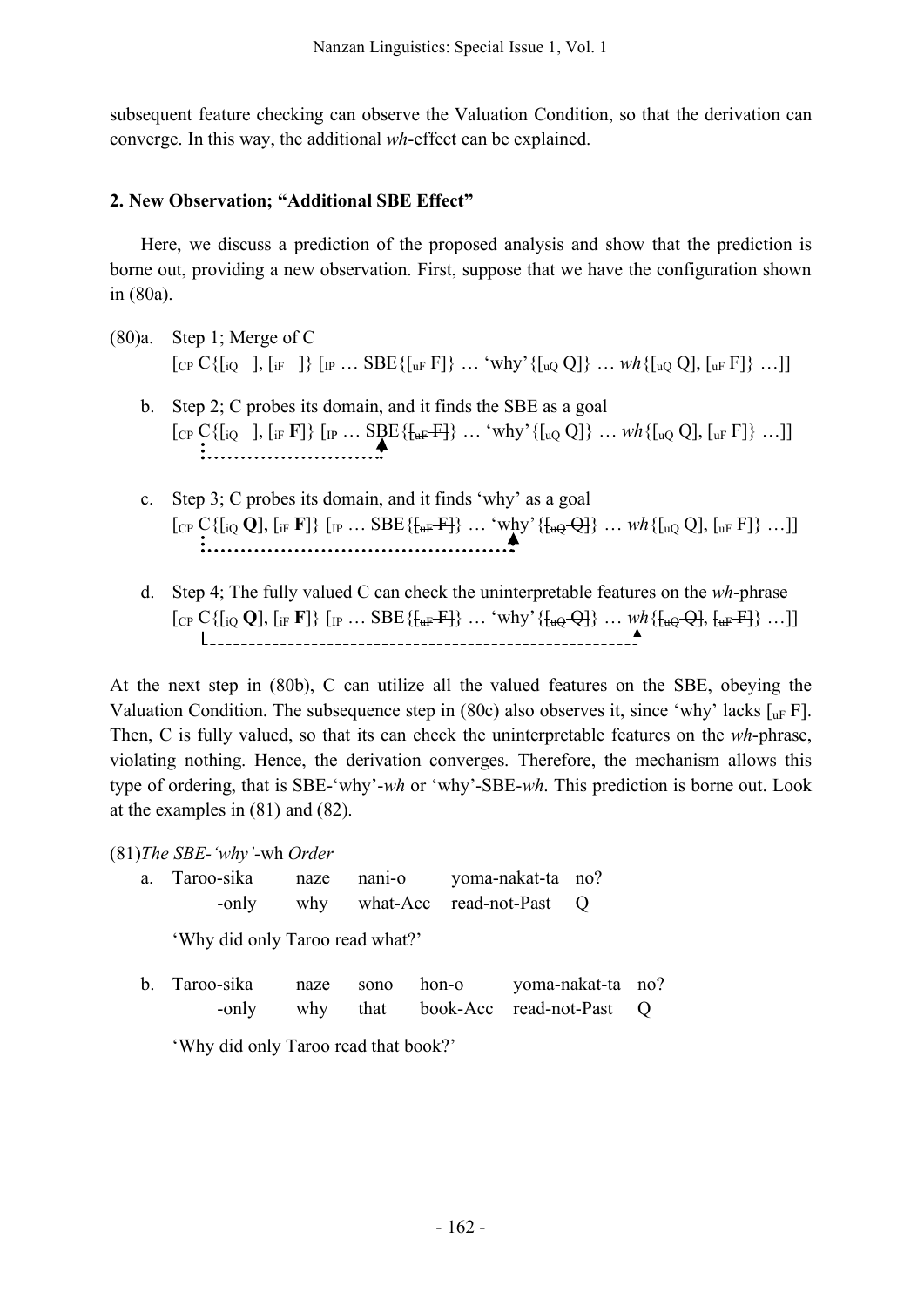subsequent feature checking can observe the Valuation Condition, so that the derivation can converge. In this way, the additional *wh*-effect can be explained.

## 2. New Observation; "Additional SBE Effect"

Here, we discuss a prediction of the proposed analysis and show that the prediction is borne out, providing a new observation. First, suppose that we have the configuration shown in (80a).

(80)a. Step 1; Merge of C

$[_{CP}$ C{$[_{iQ}$ ], $[_{iF}$ ]} $[_{IP}$ … SBE{$[_{uF}$ F]} … 'why'{$[_{uQ}$ Q]} … *wh*{$[_{uQ}$ Q], $[_{uF}$ F]} …]]

b. Step 2; C probes its domain, and it finds the SBE as a goal

$[_{CP}$ C{$[_{iQ}$ ], $[_{iF}$ **F**]} $[_{IP}$ … SBE{~~$[_{uF}$ F]~~} … 'why'{$[_{uQ}$ Q]} … *wh*{$[_{uQ}$ Q], $[_{uF}$ F]} …]]

c. Step 3; C probes its domain, and it finds 'why' as a goal

$[_{CP}$ C{$[_{iQ}$ **Q**], $[_{iF}$ **F**]} $[_{IP}$ … SBE{~~$[_{uF}$ F]~~} … 'why'{~~$[_{uQ}$ Q]~~} … *wh*{$[_{uQ}$ Q], $[_{uF}$ F]} …]]

d. Step 4; The fully valued C can check the uninterpretable features on the *wh*-phrase

$[_{CP}$ C{$[_{iQ}$ **Q**], $[_{iF}$ **F**]} $[_{IP}$ … SBE{~~$[_{uF}$ F]~~} … 'why'{~~$[_{uQ}$ Q]~~} … *wh*{~~$[_{uQ}$ Q]~~, ~~$[_{uF}$ F]~~} …]]

At the next step in (80b), C can utilize all the valued features on the SBE, obeying the Valuation Condition. The subsequence step in (80c) also observes it, since 'why' lacks $[_{uF}$ F]. Then, C is fully valued, so that its can check the uninterpretable features on the *wh*-phrase, violating nothing. Hence, the derivation converges. Therefore, the mechanism allows this type of ordering, that is SBE-'why'-*wh* or 'why'-SBE-*wh*. This prediction is borne out. Look at the examples in (81) and (82).

(81)*The SBE-'why'-*wh *Order*

a. Taroo-sika naze nani-o yoma-nakat-ta no?
   -only why what-Acc read-not-Past Q

'Why did only Taroo read what?'

b. Taroo-sika naze sono hon-o yoma-nakat-ta no?
   -only why that book-Acc read-not-Past Q

'Why did only Taroo read that book?'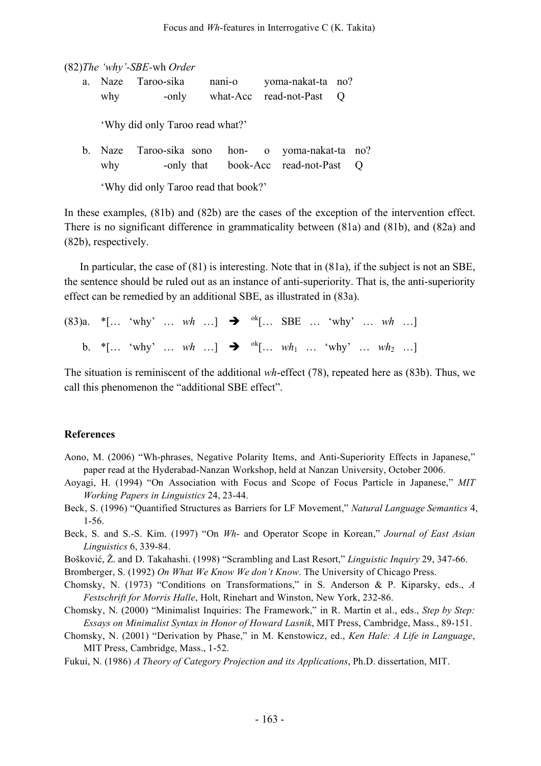(82)*The 'why'-SBE-*wh *Order*

a. Naze Taroo-sika nani-o yoma-nakat-ta no?
   why -only what-Acc read-not-Past Q

   'Why did only Taroo read what?'

b. Naze Taroo-sika sono hon- o yoma-nakat-ta no?
   why -only that book-Acc read-not-Past Q

   'Why did only Taroo read that book?'

In these examples, (81b) and (82b) are the cases of the exception of the intervention effect. There is no significant difference in grammaticality between (81a) and (81b), and (82a) and (82b), respectively.

In particular, the case of (81) is interesting. Note that in (81a), if the subject is not an SBE, the sentence should be ruled out as an instance of anti-superiority. That is, the anti-superiority effect can be remedied by an additional SBE, as illustrated in (83a).

(83)a. *[… 'why' … *wh* …] ➔ ${}^{ok}$[… SBE … 'why' … *wh* …]

b. *[… 'why' … *wh* …] ➔ ${}^{ok}$[… $wh_1$ … 'why' … $wh_2$ …]

The situation is reminiscent of the additional *wh*-effect (78), repeated here as (83b). Thus, we call this phenomenon the "additional SBE effect".

## References

Aono, M. (2006) "Wh-phrases, Negative Polarity Items, and Anti-Superiority Effects in Japanese," paper read at the Hyderabad-Nanzan Workshop, held at Nanzan University, October 2006.

Aoyagi, H. (1994) "On Association with Focus and Scope of Focus Particle in Japanese," *MIT Working Papers in Linguistics* 24, 23-44.

Beck, S. (1996) "Quantified Structures as Barriers for LF Movement," *Natural Language Semantics* 4, 1-56.

Beck, S. and S.-S. Kim. (1997) "On *Wh-* and Operator Scope in Korean," *Journal of East Asian Linguistics* 6, 339-84.

Bošković, Ž. and D. Takahashi. (1998) "Scrambling and Last Resort," *Linguistic Inquiry* 29, 347-66.

Bromberger, S. (1992) *On What We Know We don't Know*. The University of Chicago Press.

Chomsky, N. (1973) "Conditions on Transformations," in S. Anderson & P. Kiparsky, eds., *A Festschrift for Morris Halle*, Holt, Rinehart and Winston, New York, 232-86.

Chomsky, N. (2000) "Minimalist Inquiries: The Framework," in R. Martin et al., eds., *Step by Step: Essays on Minimalist Syntax in Honor of Howard Lasnik*, MIT Press, Cambridge, Mass., 89-151.

Chomsky, N. (2001) "Derivation by Phase," in M. Kenstowicz, ed., *Ken Hale: A Life in Language*, MIT Press, Cambridge, Mass., 1-52.

Fukui, N. (1986) *A Theory of Category Projection and its Applications*, Ph.D. dissertation, MIT.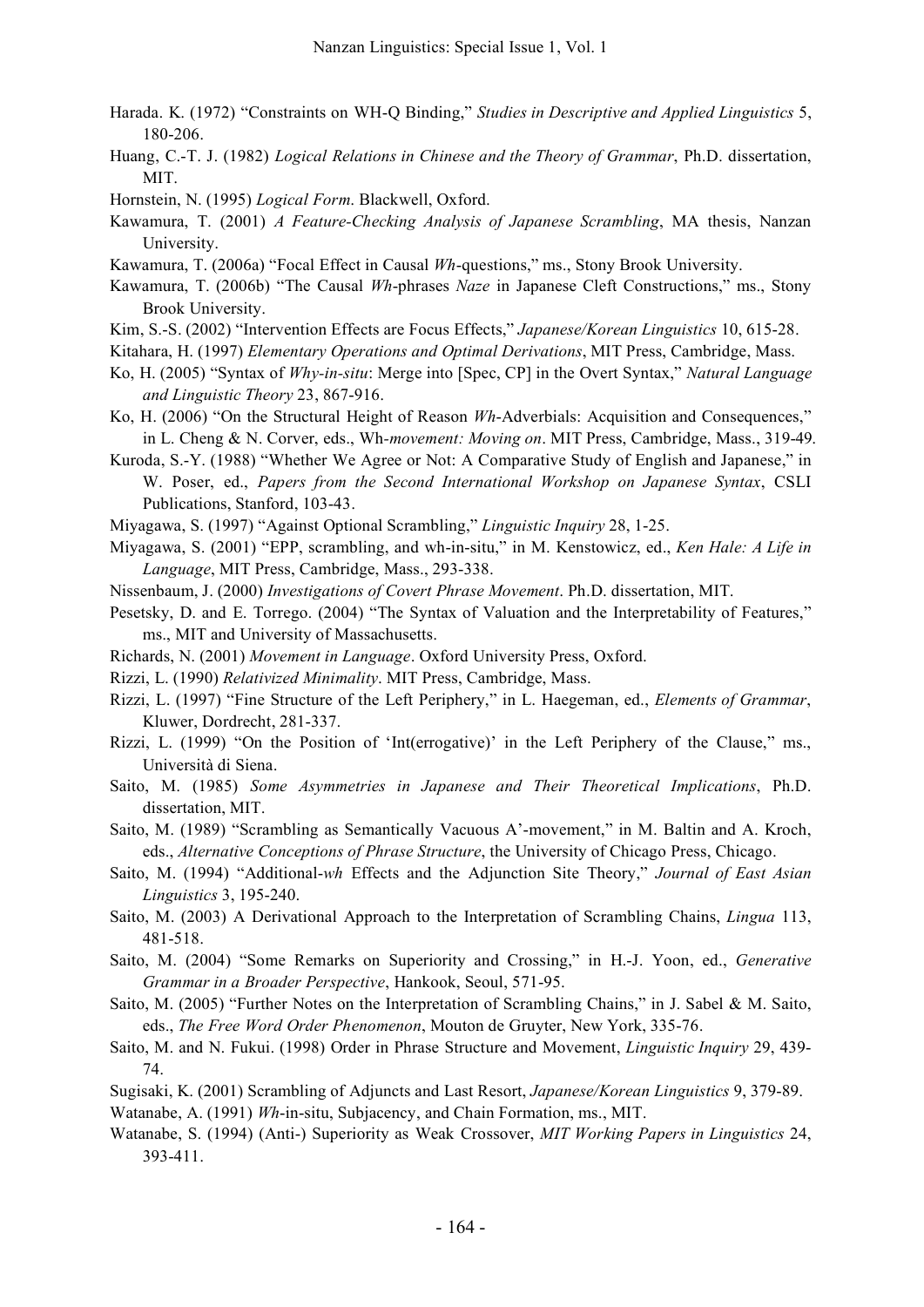Harada. K. (1972) "Constraints on WH-Q Binding," *Studies in Descriptive and Applied Linguistics* 5, 180-206.

Huang, C.-T. J. (1982) *Logical Relations in Chinese and the Theory of Grammar*, Ph.D. dissertation, MIT.

Hornstein, N. (1995) *Logical Form*. Blackwell, Oxford.

Kawamura, T. (2001) *A Feature-Checking Analysis of Japanese Scrambling*, MA thesis, Nanzan University.

Kawamura, T. (2006a) "Focal Effect in Causal *Wh*-questions," ms., Stony Brook University.

Kawamura, T. (2006b) "The Causal *Wh*-phrases *Naze* in Japanese Cleft Constructions," ms., Stony Brook University.

Kim, S.-S. (2002) "Intervention Effects are Focus Effects," *Japanese/Korean Linguistics* 10, 615-28.

Kitahara, H. (1997) *Elementary Operations and Optimal Derivations*, MIT Press, Cambridge, Mass.

Ko, H. (2005) "Syntax of *Why-in-situ*: Merge into [Spec, CP] in the Overt Syntax," *Natural Language and Linguistic Theory* 23, 867-916.

Ko, H. (2006) "On the Structural Height of Reason *Wh*-Adverbials: Acquisition and Consequences," in L. Cheng & N. Corver, eds., Wh*-movement: Moving on*. MIT Press, Cambridge, Mass., 319-49.

Kuroda, S.-Y. (1988) "Whether We Agree or Not: A Comparative Study of English and Japanese," in W. Poser, ed., *Papers from the Second International Workshop on Japanese Syntax*, CSLI Publications, Stanford, 103-43.

Miyagawa, S. (1997) "Against Optional Scrambling," *Linguistic Inquiry* 28, 1-25.

Miyagawa, S. (2001) "EPP, scrambling, and wh-in-situ," in M. Kenstowicz, ed., *Ken Hale: A Life in Language*, MIT Press, Cambridge, Mass., 293-338.

Nissenbaum, J. (2000) *Investigations of Covert Phrase Movement*. Ph.D. dissertation, MIT.

Pesetsky, D. and E. Torrego. (2004) "The Syntax of Valuation and the Interpretability of Features," ms., MIT and University of Massachusetts.

Richards, N. (2001) *Movement in Language*. Oxford University Press, Oxford.

Rizzi, L. (1990) *Relativized Minimality*. MIT Press, Cambridge, Mass.

Rizzi, L. (1997) "Fine Structure of the Left Periphery," in L. Haegeman, ed., *Elements of Grammar*, Kluwer, Dordrecht, 281-337.

Rizzi, L. (1999) "On the Position of 'Int(errogative)' in the Left Periphery of the Clause," ms., Università di Siena.

Saito, M. (1985) *Some Asymmetries in Japanese and Their Theoretical Implications*, Ph.D. dissertation, MIT.

Saito, M. (1989) "Scrambling as Semantically Vacuous A'-movement," in M. Baltin and A. Kroch, eds., *Alternative Conceptions of Phrase Structure*, the University of Chicago Press, Chicago.

Saito, M. (1994) "Additional-*wh* Effects and the Adjunction Site Theory," *Journal of East Asian Linguistics* 3, 195-240.

Saito, M. (2003) A Derivational Approach to the Interpretation of Scrambling Chains, *Lingua* 113, 481-518.

Saito, M. (2004) "Some Remarks on Superiority and Crossing," in H.-J. Yoon, ed., *Generative Grammar in a Broader Perspective*, Hankook, Seoul, 571-95.

Saito, M. (2005) "Further Notes on the Interpretation of Scrambling Chains," in J. Sabel & M. Saito, eds., *The Free Word Order Phenomenon*, Mouton de Gruyter, New York, 335-76.

Saito, M. and N. Fukui. (1998) Order in Phrase Structure and Movement, *Linguistic Inquiry* 29, 439-74.

Sugisaki, K. (2001) Scrambling of Adjuncts and Last Resort, *Japanese/Korean Linguistics* 9, 379-89.

Watanabe, A. (1991) *Wh*-in-situ, Subjacency, and Chain Formation, ms., MIT.

Watanabe, S. (1994) (Anti-) Superiority as Weak Crossover, *MIT Working Papers in Linguistics* 24, 393-411.